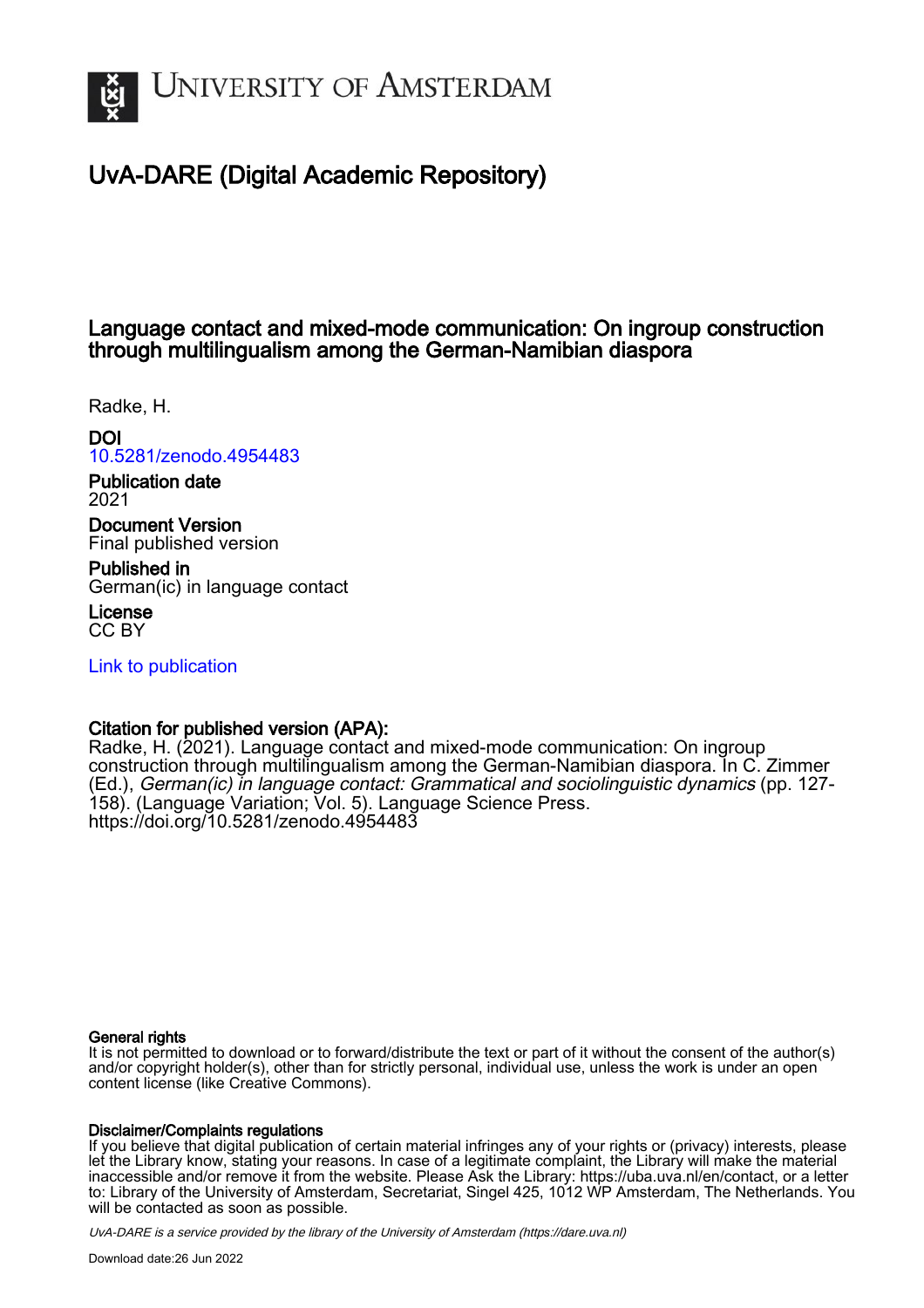# UNIVERSITY OF AMSTERDAM

## UvA-DARE (Digital Academic Repository)

### Language contact and mixed-mode communication: On ingroup construction through multilingualism among the German-Namibian diaspora

Radke, H.

**DOI**
10.5281/zenodo.4954483

**Publication date**
2021

**Document Version**
Final published version

**Published in**
German(ic) in language contact

**License**
CC BY

Link to publication

**Citation for published version (APA):**
Radke, H. (2021). Language contact and mixed-mode communication: On ingroup construction through multilingualism among the German-Namibian diaspora. In C. Zimmer (Ed.), *German(ic) in language contact: Grammatical and sociolinguistic dynamics* (pp. 127-158). (Language Variation; Vol. 5). Language Science Press. https://doi.org/10.5281/zenodo.4954483

**General rights**
It is not permitted to download or to forward/distribute the text or part of it without the consent of the author(s) and/or copyright holder(s), other than for strictly personal, individual use, unless the work is under an open content license (like Creative Commons).

**Disclaimer/Complaints regulations**
If you believe that digital publication of certain material infringes any of your rights or (privacy) interests, please let the Library know, stating your reasons. In case of a legitimate complaint, the Library will make the material inaccessible and/or remove it from the website. Please Ask the Library: https://uba.uva.nl/en/contact, or a letter to: Library of the University of Amsterdam, Secretariat, Singel 425, 1012 WP Amsterdam, The Netherlands. You will be contacted as soon as possible.

*UvA-DARE is a service provided by the library of the University of Amsterdam (https://dare.uva.nl)*

Download date:26 Jun 2022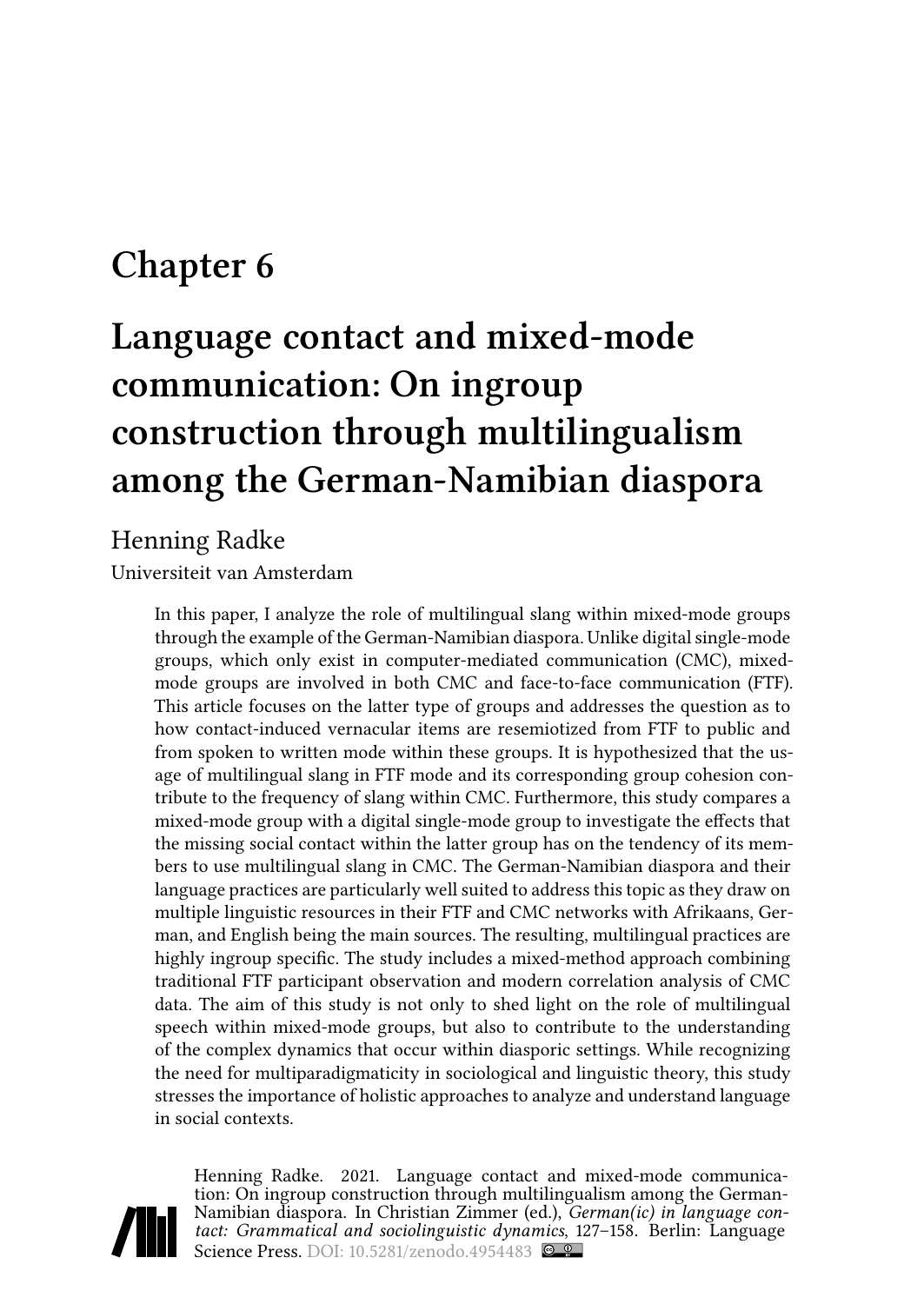# Chapter 6

# Language contact and mixed-mode communication: On ingroup construction through multilingualism among the German-Namibian diaspora

Henning Radke

Universiteit van Amsterdam

In this paper, I analyze the role of multilingual slang within mixed-mode groups through the example of the German-Namibian diaspora. Unlike digital single-mode groups, which only exist in computer-mediated communication (CMC), mixed-mode groups are involved in both CMC and face-to-face communication (FTF). This article focuses on the latter type of groups and addresses the question as to how contact-induced vernacular items are resemiotized from FTF to public and from spoken to written mode within these groups. It is hypothesized that the usage of multilingual slang in FTF mode and its corresponding group cohesion contribute to the frequency of slang within CMC. Furthermore, this study compares a mixed-mode group with a digital single-mode group to investigate the effects that the missing social contact within the latter group has on the tendency of its members to use multilingual slang in CMC. The German-Namibian diaspora and their language practices are particularly well suited to address this topic as they draw on multiple linguistic resources in their FTF and CMC networks with Afrikaans, German, and English being the main sources. The resulting, multilingual practices are highly ingroup specific. The study includes a mixed-method approach combining traditional FTF participant observation and modern correlation analysis of CMC data. The aim of this study is not only to shed light on the role of multilingual speech within mixed-mode groups, but also to contribute to the understanding of the complex dynamics that occur within diasporic settings. While recognizing the need for multiparadigmaticity in sociological and linguistic theory, this study stresses the importance of holistic approaches to analyze and understand language in social contexts.

Henning Radke. 2021. Language contact and mixed-mode communication: On ingroup construction through multilingualism among the German-Namibian diaspora. In Christian Zimmer (ed.), *German(ic) in language contact: Grammatical and sociolinguistic dynamics*, 127–158. Berlin: Language Science Press. DOI: 10.5281/zenodo.4954483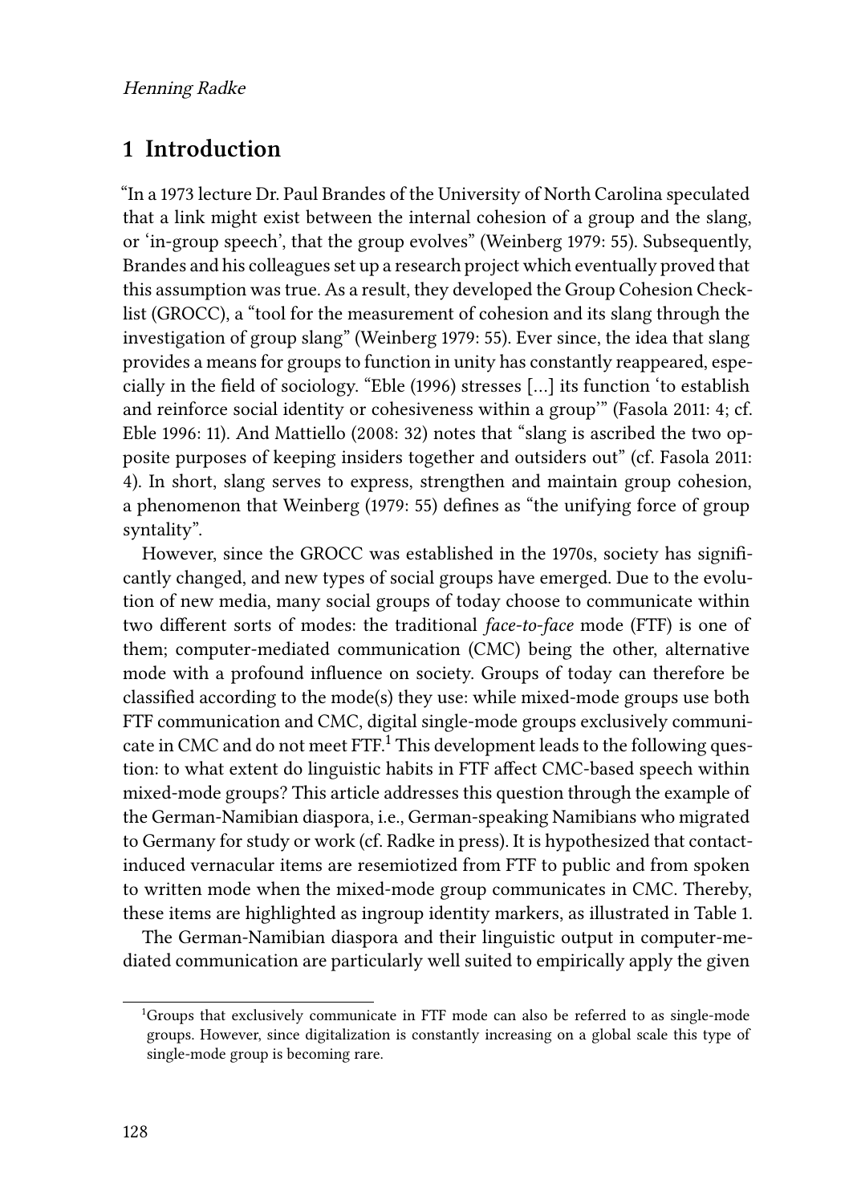## 1 Introduction

"In a 1973 lecture Dr. Paul Brandes of the University of North Carolina speculated that a link might exist between the internal cohesion of a group and the slang, or 'in-group speech', that the group evolves" (Weinberg 1979: 55). Subsequently, Brandes and his colleagues set up a research project which eventually proved that this assumption was true. As a result, they developed the Group Cohesion Checklist (GROCC), a "tool for the measurement of cohesion and its slang through the investigation of group slang" (Weinberg 1979: 55). Ever since, the idea that slang provides a means for groups to function in unity has constantly reappeared, especially in the field of sociology. "Eble (1996) stresses […] its function 'to establish and reinforce social identity or cohesiveness within a group'" (Fasola 2011: 4; cf. Eble 1996: 11). And Mattiello (2008: 32) notes that "slang is ascribed the two opposite purposes of keeping insiders together and outsiders out" (cf. Fasola 2011: 4). In short, slang serves to express, strengthen and maintain group cohesion, a phenomenon that Weinberg (1979: 55) defines as "the unifying force of group syntality".

However, since the GROCC was established in the 1970s, society has significantly changed, and new types of social groups have emerged. Due to the evolution of new media, many social groups of today choose to communicate within two different sorts of modes: the traditional *face-to-face* mode (FTF) is one of them; computer-mediated communication (CMC) being the other, alternative mode with a profound influence on society. Groups of today can therefore be classified according to the mode(s) they use: while mixed-mode groups use both FTF communication and CMC, digital single-mode groups exclusively communicate in CMC and do not meet FTF.[1] This development leads to the following question: to what extent do linguistic habits in FTF affect CMC-based speech within mixed-mode groups? This article addresses this question through the example of the German-Namibian diaspora, i.e., German-speaking Namibians who migrated to Germany for study or work (cf. Radke in press). It is hypothesized that contact-induced vernacular items are resemiotized from FTF to public and from spoken to written mode when the mixed-mode group communicates in CMC. Thereby, these items are highlighted as ingroup identity markers, as illustrated in Table 1.

The German-Namibian diaspora and their linguistic output in computer-mediated communication are particularly well suited to empirically apply the given

[1] Groups that exclusively communicate in FTF mode can also be referred to as single-mode groups. However, since digitalization is constantly increasing on a global scale this type of single-mode group is becoming rare.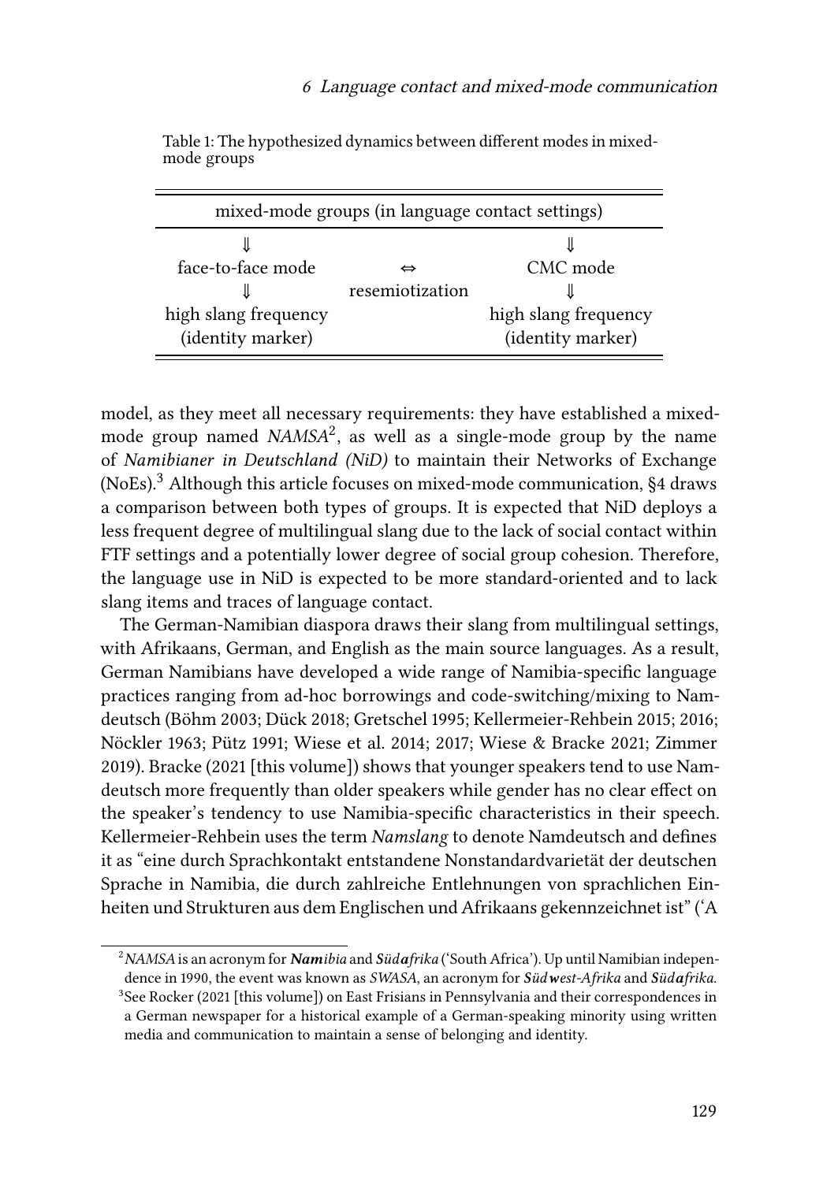Table 1: The hypothesized dynamics between different modes in mixed-mode groups

| mixed-mode groups (in language contact settings) | | |
|---|---|---|
| ⇓ | | ⇓ |
| face-to-face mode | ⇔ | CMC mode |
| ⇓ | resemiotization | ⇓ |
| high slang frequency (identity marker) | | high slang frequency (identity marker) |

model, as they meet all necessary requirements: they have established a mixed-mode group named *NAMSA*[2], as well as a single-mode group by the name of *Namibianer in Deutschland (NiD)* to maintain their Networks of Exchange (NoEs).[3] Although this article focuses on mixed-mode communication, §4 draws a comparison between both types of groups. It is expected that NiD deploys a less frequent degree of multilingual slang due to the lack of social contact within FTF settings and a potentially lower degree of social group cohesion. Therefore, the language use in NiD is expected to be more standard-oriented and to lack slang items and traces of language contact.

The German-Namibian diaspora draws their slang from multilingual settings, with Afrikaans, German, and English as the main source languages. As a result, German Namibians have developed a wide range of Namibia-specific language practices ranging from ad-hoc borrowings and code-switching/mixing to Namdeutsch (Böhm 2003; Dück 2018; Gretschel 1995; Kellermeier-Rehbein 2015; 2016; Nöckler 1963; Pütz 1991; Wiese et al. 2014; 2017; Wiese & Bracke 2021; Zimmer 2019). Bracke (2021 [this volume]) shows that younger speakers tend to use Namdeutsch more frequently than older speakers while gender has no clear effect on the speaker's tendency to use Namibia-specific characteristics in their speech. Kellermeier-Rehbein uses the term *Namslang* to denote Namdeutsch and defines it as "eine durch Sprachkontakt entstandene Nonstandardvarietät der deutschen Sprache in Namibia, die durch zahlreiche Entlehnungen von sprachlichen Einheiten und Strukturen aus dem Englischen und Afrikaans gekennzeichnet ist" ('A

---

[2] *NAMSA* is an acronym for ***Nam**ibia* and ***Süda**frika* ('South Africa'). Up until Namibian independence in 1990, the event was known as *SWASA*, an acronym for ***S**üd**w**est-**A**frika* and ***S**üd**a**frika*.

[3] See Rocker (2021 [this volume]) on East Frisians in Pennsylvania and their correspondences in a German newspaper for a historical example of a German-speaking minority using written media and communication to maintain a sense of belonging and identity.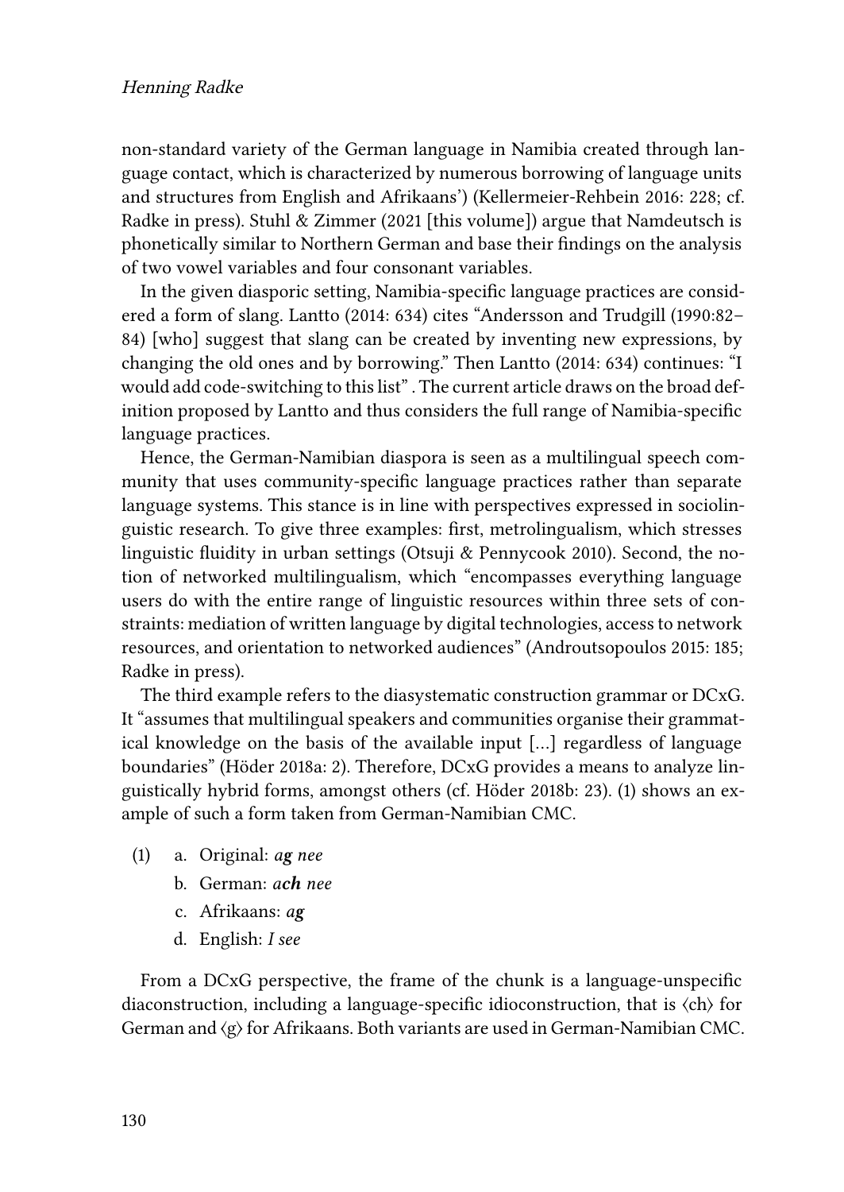non-standard variety of the German language in Namibia created through language contact, which is characterized by numerous borrowing of language units and structures from English and Afrikaans') (Kellermeier-Rehbein 2016: 228; cf. Radke in press). Stuhl & Zimmer (2021 [this volume]) argue that Namdeutsch is phonetically similar to Northern German and base their findings on the analysis of two vowel variables and four consonant variables.

In the given diasporic setting, Namibia-specific language practices are considered a form of slang. Lantto (2014: 634) cites "Andersson and Trudgill (1990:82–84) [who] suggest that slang can be created by inventing new expressions, by changing the old ones and by borrowing." Then Lantto (2014: 634) continues: "I would add code-switching to this list" . The current article draws on the broad definition proposed by Lantto and thus considers the full range of Namibia-specific language practices.

Hence, the German-Namibian diaspora is seen as a multilingual speech community that uses community-specific language practices rather than separate language systems. This stance is in line with perspectives expressed in sociolinguistic research. To give three examples: first, metrolingualism, which stresses linguistic fluidity in urban settings (Otsuji & Pennycook 2010). Second, the notion of networked multilingualism, which "encompasses everything language users do with the entire range of linguistic resources within three sets of constraints: mediation of written language by digital technologies, access to network resources, and orientation to networked audiences" (Androutsopoulos 2015: 185; Radke in press).

The third example refers to the diasystematic construction grammar or DCxG. It "assumes that multilingual speakers and communities organise their grammatical knowledge on the basis of the available input […] regardless of language boundaries" (Höder 2018a: 2). Therefore, DCxG provides a means to analyze linguistically hybrid forms, amongst others (cf. Höder 2018b: 23). (1) shows an example of such a form taken from German-Namibian CMC.

(1)
  a. Original: ***ag** nee*
  b. German: ***ach** nee*
  c. Afrikaans: *a**g***
  d. English: *I see*

From a DCxG perspective, the frame of the chunk is a language-unspecific diaconstruction, including a language-specific idioconstruction, that is ⟨ch⟩ for German and ⟨g⟩ for Afrikaans. Both variants are used in German-Namibian CMC.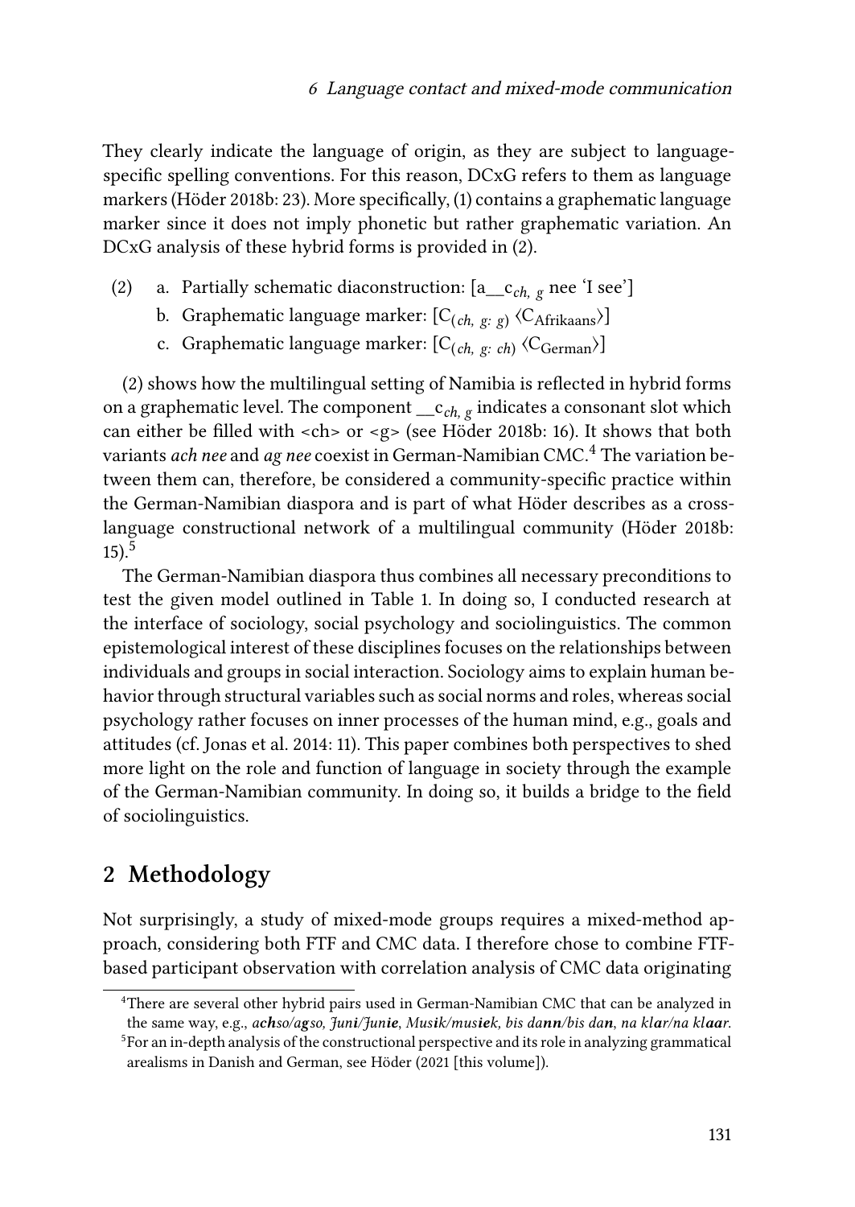They clearly indicate the language of origin, as they are subject to language-specific spelling conventions. For this reason, DCxG refers to them as language markers (Höder 2018b: 23). More specifically, (1) contains a graphematic language marker since it does not imply phonetic but rather graphematic variation. An DCxG analysis of these hybrid forms is provided in (2).

(2) a. Partially schematic diaconstruction: [a__$c_{ch,\ g}$ nee 'I see']
  b. Graphematic language marker: [$C_{(ch,\ g:\ g)}$ ⟨$C_{\text{Afrikaans}}$⟩]
  c. Graphematic language marker: [$C_{(ch,\ g:\ ch)}$ ⟨$C_{\text{German}}$⟩]

(2) shows how the multilingual setting of Namibia is reflected in hybrid forms on a graphematic level. The component __$c_{ch,\ g}$ indicates a consonant slot which can either be filled with <ch> or <g> (see Höder 2018b: 16). It shows that both variants *ach nee* and *ag nee* coexist in German-Namibian CMC.[4] The variation between them can, therefore, be considered a community-specific practice within the German-Namibian diaspora and is part of what Höder describes as a cross-language constructional network of a multilingual community (Höder 2018b: 15).[5]

The German-Namibian diaspora thus combines all necessary preconditions to test the given model outlined in Table 1. In doing so, I conducted research at the interface of sociology, social psychology and sociolinguistics. The common epistemological interest of these disciplines focuses on the relationships between individuals and groups in social interaction. Sociology aims to explain human behavior through structural variables such as social norms and roles, whereas social psychology rather focuses on inner processes of the human mind, e.g., goals and attitudes (cf. Jonas et al. 2014: 11). This paper combines both perspectives to shed more light on the role and function of language in society through the example of the German-Namibian community. In doing so, it builds a bridge to the field of sociolinguistics.

## 2 Methodology

Not surprisingly, a study of mixed-mode groups requires a mixed-method approach, considering both FTF and CMC data. I therefore chose to combine FTF-based participant observation with correlation analysis of CMC data originating

[4]There are several other hybrid pairs used in German-Namibian CMC that can be analyzed in the same way, e.g., ***ach**so/**ag**so, Jun**i**/Jun**ie**, Mus**ik**/mus**iek**, bis da**nn**/bis da**n**, na kl**ar**/na kl**aar**.*

[5]For an in-depth analysis of the constructional perspective and its role in analyzing grammatical arealisms in Danish and German, see Höder (2021 [this volume]).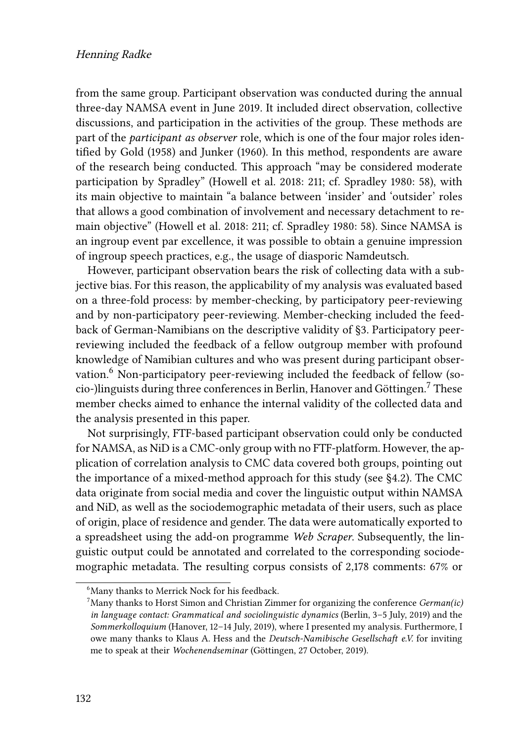from the same group. Participant observation was conducted during the annual three-day NAMSA event in June 2019. It included direct observation, collective discussions, and participation in the activities of the group. These methods are part of the *participant as observer* role, which is one of the four major roles identified by Gold (1958) and Junker (1960). In this method, respondents are aware of the research being conducted. This approach "may be considered moderate participation by Spradley" (Howell et al. 2018: 211; cf. Spradley 1980: 58), with its main objective to maintain "a balance between 'insider' and 'outsider' roles that allows a good combination of involvement and necessary detachment to remain objective" (Howell et al. 2018: 211; cf. Spradley 1980: 58). Since NAMSA is an ingroup event par excellence, it was possible to obtain a genuine impression of ingroup speech practices, e.g., the usage of diasporic Namdeutsch.

However, participant observation bears the risk of collecting data with a subjective bias. For this reason, the applicability of my analysis was evaluated based on a three-fold process: by member-checking, by participatory peer-reviewing and by non-participatory peer-reviewing. Member-checking included the feedback of German-Namibians on the descriptive validity of §3. Participatory peer-reviewing included the feedback of a fellow outgroup member with profound knowledge of Namibian cultures and who was present during participant observation.[6] Non-participatory peer-reviewing included the feedback of fellow (socio-)linguists during three conferences in Berlin, Hanover and Göttingen.[7] These member checks aimed to enhance the internal validity of the collected data and the analysis presented in this paper.

Not surprisingly, FTF-based participant observation could only be conducted for NAMSA, as NiD is a CMC-only group with no FTF-platform. However, the application of correlation analysis to CMC data covered both groups, pointing out the importance of a mixed-method approach for this study (see §4.2). The CMC data originate from social media and cover the linguistic output within NAMSA and NiD, as well as the sociodemographic metadata of their users, such as place of origin, place of residence and gender. The data were automatically exported to a spreadsheet using the add-on programme *Web Scraper*. Subsequently, the linguistic output could be annotated and correlated to the corresponding sociodemographic metadata. The resulting corpus consists of 2,178 comments: 67% or

[6] Many thanks to Merrick Nock for his feedback.

[7] Many thanks to Horst Simon and Christian Zimmer for organizing the conference *German(ic) in language contact: Grammatical and sociolinguistic dynamics* (Berlin, 3–5 July, 2019) and the *Sommerkolloquium* (Hanover, 12–14 July, 2019), where I presented my analysis. Furthermore, I owe many thanks to Klaus A. Hess and the *Deutsch-Namibische Gesellschaft e.V.* for inviting me to speak at their *Wochenendseminar* (Göttingen, 27 October, 2019).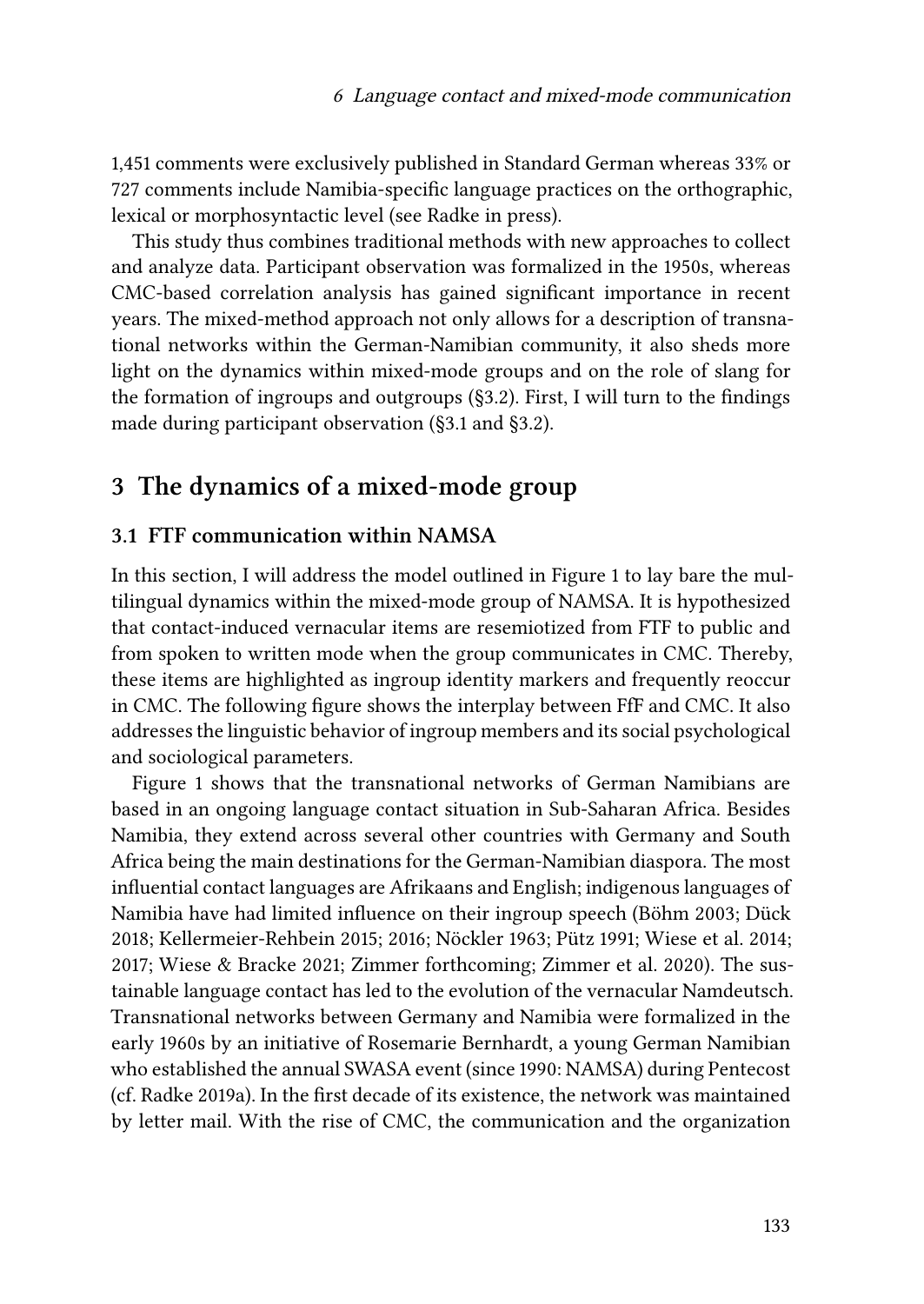1,451 comments were exclusively published in Standard German whereas 33% or 727 comments include Namibia-specific language practices on the orthographic, lexical or morphosyntactic level (see Radke in press).

This study thus combines traditional methods with new approaches to collect and analyze data. Participant observation was formalized in the 1950s, whereas CMC-based correlation analysis has gained significant importance in recent years. The mixed-method approach not only allows for a description of transnational networks within the German-Namibian community, it also sheds more light on the dynamics within mixed-mode groups and on the role of slang for the formation of ingroups and outgroups (§3.2). First, I will turn to the findings made during participant observation (§3.1 and §3.2).

## 3 The dynamics of a mixed-mode group

### 3.1 FTF communication within NAMSA

In this section, I will address the model outlined in Figure 1 to lay bare the multilingual dynamics within the mixed-mode group of NAMSA. It is hypothesized that contact-induced vernacular items are resemiotized from FTF to public and from spoken to written mode when the group communicates in CMC. Thereby, these items are highlighted as ingroup identity markers and frequently reoccur in CMC. The following figure shows the interplay between FfF and CMC. It also addresses the linguistic behavior of ingroup members and its social psychological and sociological parameters.

Figure 1 shows that the transnational networks of German Namibians are based in an ongoing language contact situation in Sub-Saharan Africa. Besides Namibia, they extend across several other countries with Germany and South Africa being the main destinations for the German-Namibian diaspora. The most influential contact languages are Afrikaans and English; indigenous languages of Namibia have had limited influence on their ingroup speech (Böhm 2003; Dück 2018; Kellermeier-Rehbein 2015; 2016; Nöckler 1963; Pütz 1991; Wiese et al. 2014; 2017; Wiese & Bracke 2021; Zimmer forthcoming; Zimmer et al. 2020). The sustainable language contact has led to the evolution of the vernacular Namdeutsch. Transnational networks between Germany and Namibia were formalized in the early 1960s by an initiative of Rosemarie Bernhardt, a young German Namibian who established the annual SWASA event (since 1990: NAMSA) during Pentecost (cf. Radke 2019a). In the first decade of its existence, the network was maintained by letter mail. With the rise of CMC, the communication and the organization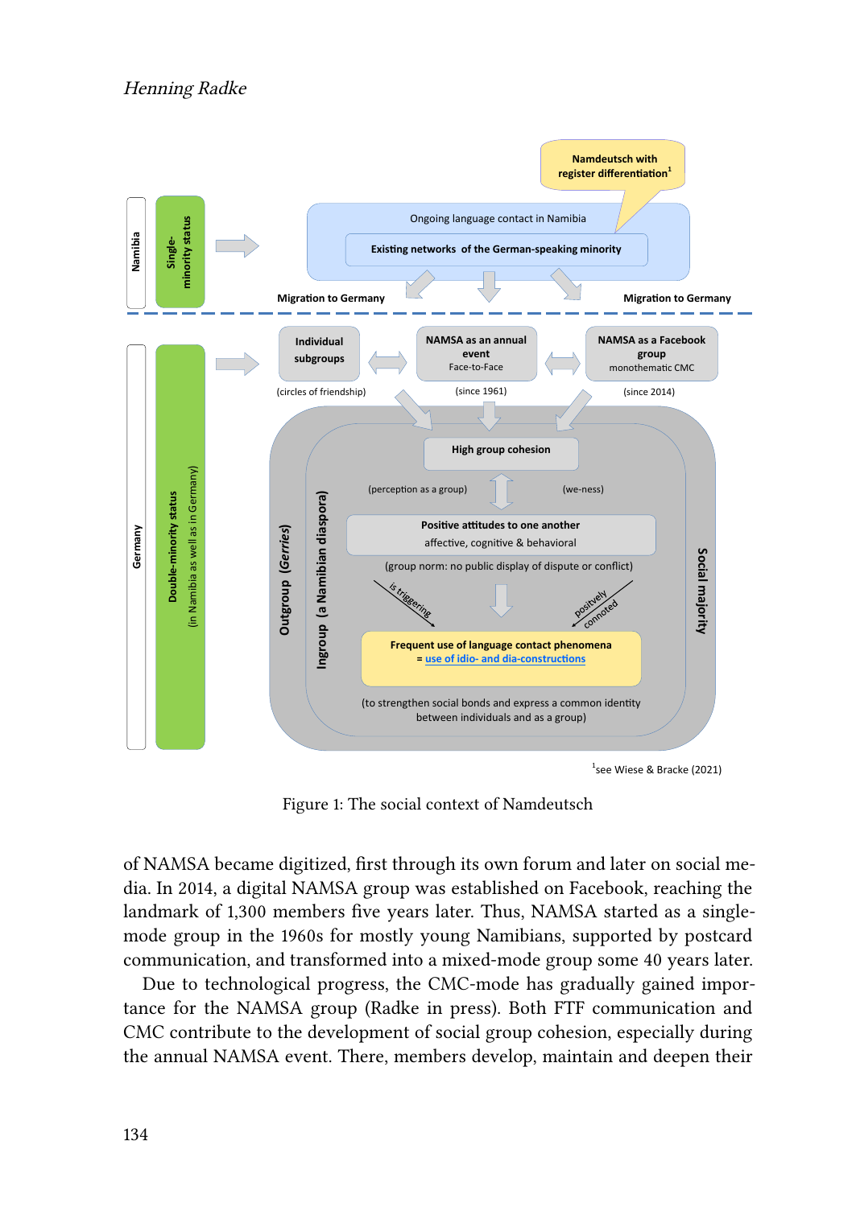Figure 1: The social context of Namdeutsch

of NAMSA became digitized, first through its own forum and later on social media. In 2014, a digital NAMSA group was established on Facebook, reaching the landmark of 1,300 members five years later. Thus, NAMSA started as a single-mode group in the 1960s for mostly young Namibians, supported by postcard communication, and transformed into a mixed-mode group some 40 years later.

Due to technological progress, the CMC-mode has gradually gained importance for the NAMSA group (Radke in press). Both FTF communication and CMC contribute to the development of social group cohesion, especially during the annual NAMSA event. There, members develop, maintain and deepen their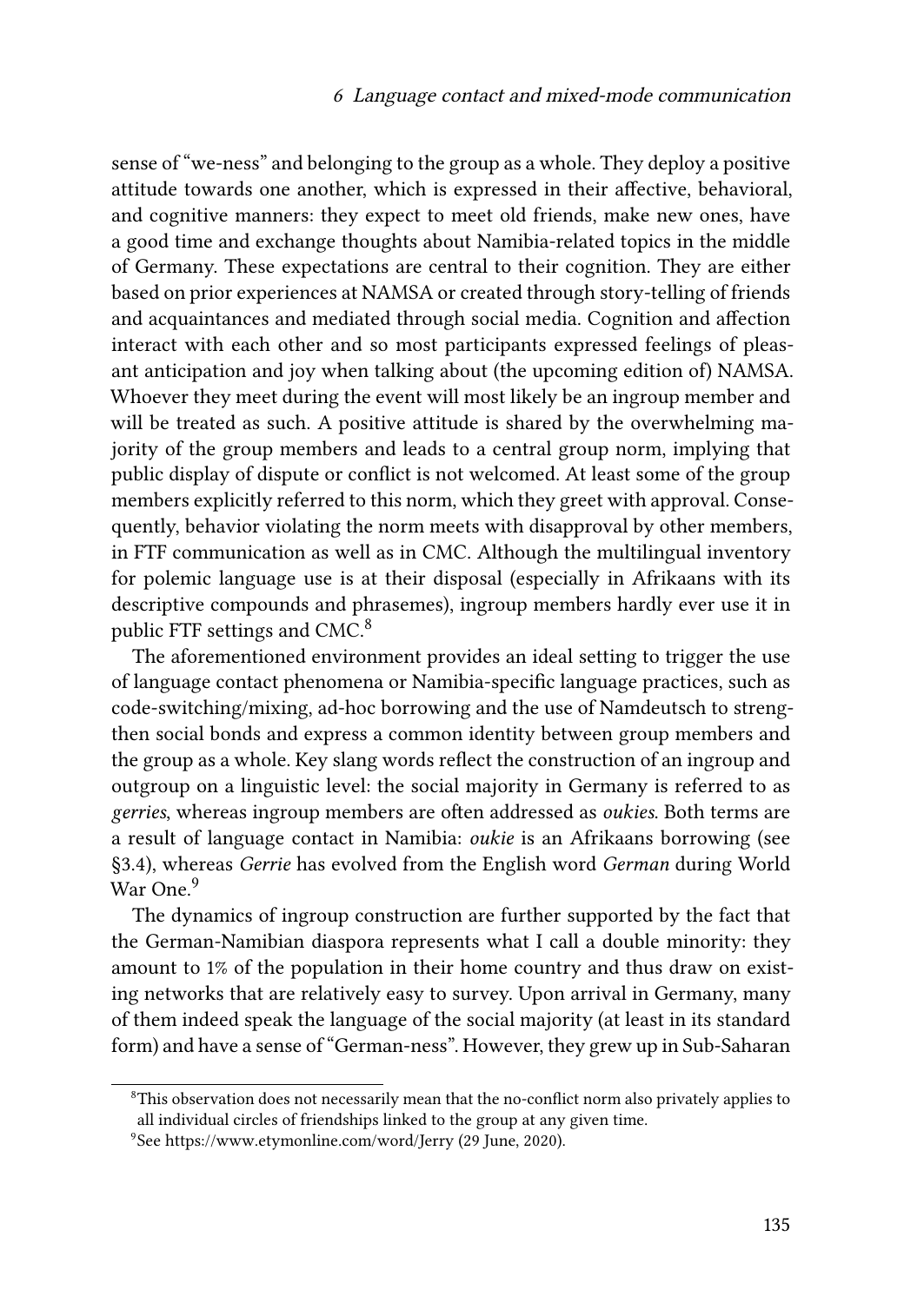sense of "we-ness" and belonging to the group as a whole. They deploy a positive attitude towards one another, which is expressed in their affective, behavioral, and cognitive manners: they expect to meet old friends, make new ones, have a good time and exchange thoughts about Namibia-related topics in the middle of Germany. These expectations are central to their cognition. They are either based on prior experiences at NAMSA or created through story-telling of friends and acquaintances and mediated through social media. Cognition and affection interact with each other and so most participants expressed feelings of pleasant anticipation and joy when talking about (the upcoming edition of) NAMSA. Whoever they meet during the event will most likely be an ingroup member and will be treated as such. A positive attitude is shared by the overwhelming majority of the group members and leads to a central group norm, implying that public display of dispute or conflict is not welcomed. At least some of the group members explicitly referred to this norm, which they greet with approval. Consequently, behavior violating the norm meets with disapproval by other members, in FTF communication as well as in CMC. Although the multilingual inventory for polemic language use is at their disposal (especially in Afrikaans with its descriptive compounds and phrasemes), ingroup members hardly ever use it in public FTF settings and CMC.[8]

The aforementioned environment provides an ideal setting to trigger the use of language contact phenomena or Namibia-specific language practices, such as code-switching/mixing, ad-hoc borrowing and the use of Namdeutsch to strengthen social bonds and express a common identity between group members and the group as a whole. Key slang words reflect the construction of an ingroup and outgroup on a linguistic level: the social majority in Germany is referred to as *gerries*, whereas ingroup members are often addressed as *oukies*. Both terms are a result of language contact in Namibia: *oukie* is an Afrikaans borrowing (see §3.4), whereas *Gerrie* has evolved from the English word *German* during World War One.[9]

The dynamics of ingroup construction are further supported by the fact that the German-Namibian diaspora represents what I call a double minority: they amount to 1% of the population in their home country and thus draw on existing networks that are relatively easy to survey. Upon arrival in Germany, many of them indeed speak the language of the social majority (at least in its standard form) and have a sense of "German-ness". However, they grew up in Sub-Saharan

[8] This observation does not necessarily mean that the no-conflict norm also privately applies to all individual circles of friendships linked to the group at any given time.

[9] See https://www.etymonline.com/word/Jerry (29 June, 2020).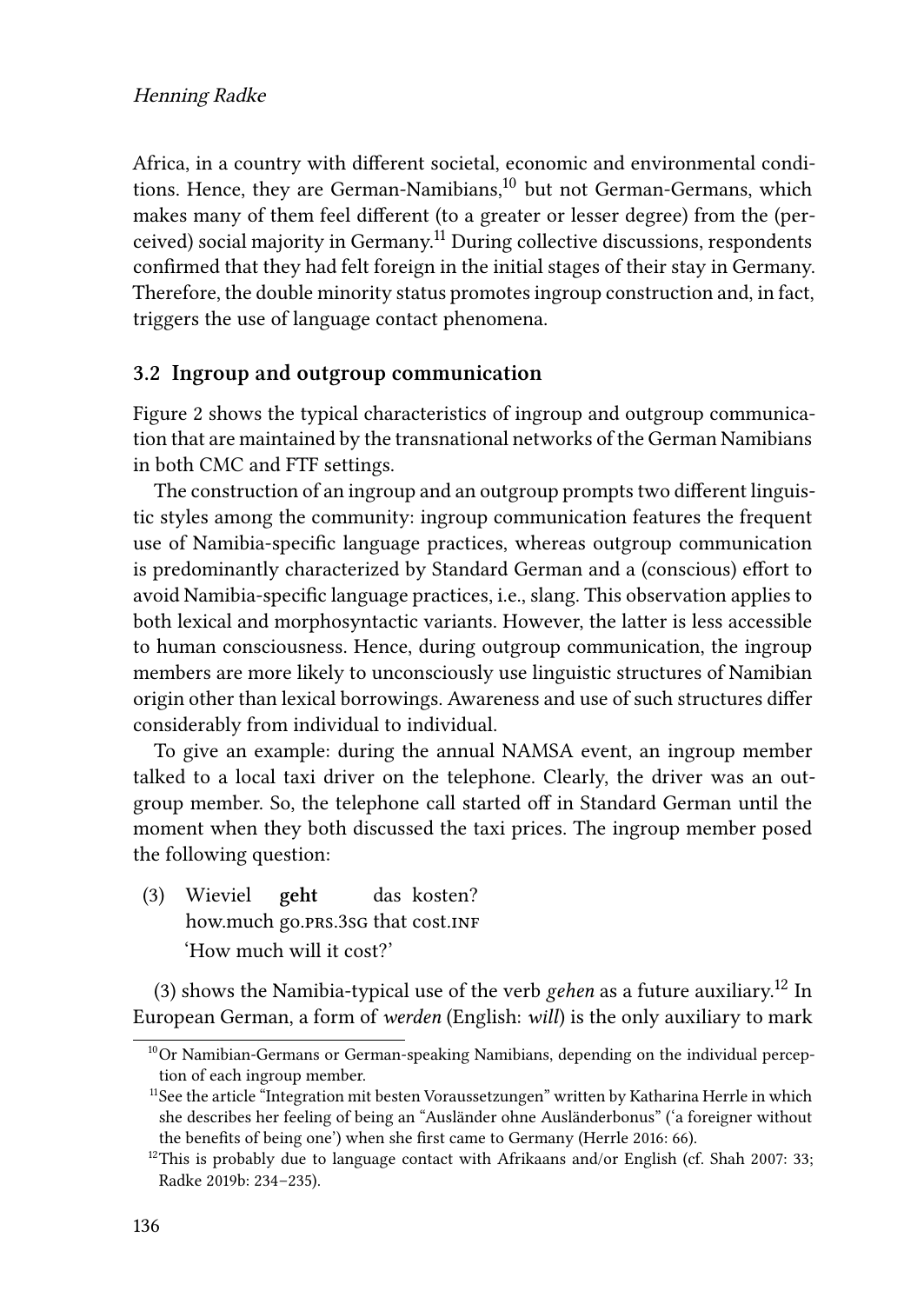Africa, in a country with different societal, economic and environmental conditions. Hence, they are German-Namibians,[10] but not German-Germans, which makes many of them feel different (to a greater or lesser degree) from the (perceived) social majority in Germany.[11] During collective discussions, respondents confirmed that they had felt foreign in the initial stages of their stay in Germany. Therefore, the double minority status promotes ingroup construction and, in fact, triggers the use of language contact phenomena.

### 3.2 Ingroup and outgroup communication

Figure 2 shows the typical characteristics of ingroup and outgroup communication that are maintained by the transnational networks of the German Namibians in both CMC and FTF settings.

The construction of an ingroup and an outgroup prompts two different linguistic styles among the community: ingroup communication features the frequent use of Namibia-specific language practices, whereas outgroup communication is predominantly characterized by Standard German and a (conscious) effort to avoid Namibia-specific language practices, i.e., slang. This observation applies to both lexical and morphosyntactic variants. However, the latter is less accessible to human consciousness. Hence, during outgroup communication, the ingroup members are more likely to unconsciously use linguistic structures of Namibian origin other than lexical borrowings. Awareness and use of such structures differ considerably from individual to individual.

To give an example: during the annual NAMSA event, an ingroup member talked to a local taxi driver on the telephone. Clearly, the driver was an outgroup member. So, the telephone call started off in Standard German until the moment when they both discussed the taxi prices. The ingroup member posed the following question:

(3) Wieviel **geht** das kosten?
how.much go.PRS.3SG that cost.INF
'How much will it cost?'

(3) shows the Namibia-typical use of the verb *gehen* as a future auxiliary.[12] In European German, a form of *werden* (English: *will*) is the only auxiliary to mark

---

[10] Or Namibian-Germans or German-speaking Namibians, depending on the individual perception of each ingroup member.

[11] See the article "Integration mit besten Voraussetzungen" written by Katharina Herrle in which she describes her feeling of being an "Ausländer ohne Ausländerbonus" ('a foreigner without the benefits of being one') when she first came to Germany (Herrle 2016: 66).

[12] This is probably due to language contact with Afrikaans and/or English (cf. Shah 2007: 33; Radke 2019b: 234–235).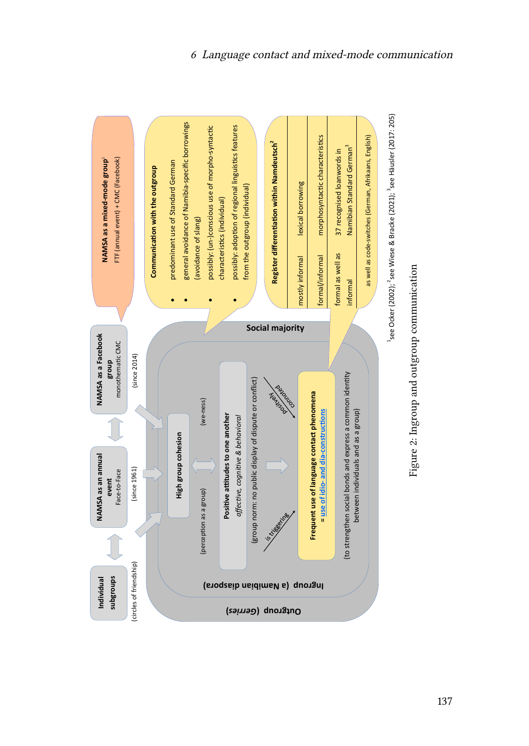**Individual subgroups**
(circles of friendship)

**NAMSA as an annual event**
Face-to-Face
(since 1961)

**NAMSA as a Facebook group**
monothematic CMC
(since 2014)

**NAMSA as a mixed-mode group**[1]
FTF (annual event) + CMC (Facebook)

**Communication with the outgroup**

- predominant use of Standard German
- general avoidance of Namibia-specific borrowings (avoidance of slang)
- possibly: (un-)conscious use of morpho-syntactic characteristics (individual)
- possibly: adoption of regional linguistics features from the outgroup (individual)

**Register differentiation within Namdeutsch**[2]

| | |
|---|---|
| mostly informal | lexical borrowing |
| formal/informal | morphosyntactic characteristics |
| formal as well as informal | 37 recognised loanwords in Namibian Standard German[3] |

as well as code-switches (German, Afrikaans, English)

**Outgroup** (*Gerries*)

**Social majority**

**Ingroup** (a Namibian diaspora)

**High group cohesion**
(perception as a group) (we-ness)

**Positive attitudes to one another**
*affective, cognitive & behavioral*
(group norm: no public display of dispute or conflict)

is triggering

positively connoted

**Frequent use of language contact phenomena**
**= use of idio- and dia-constructions**
(to strengthen social bonds and express a common identity between individuals and as a group)

[1]see Ocker (2002); [2]see Wiese & Bracke (2021); [3]see Häusler (2017: 205)

Figure 2: Ingroup and outgroup communication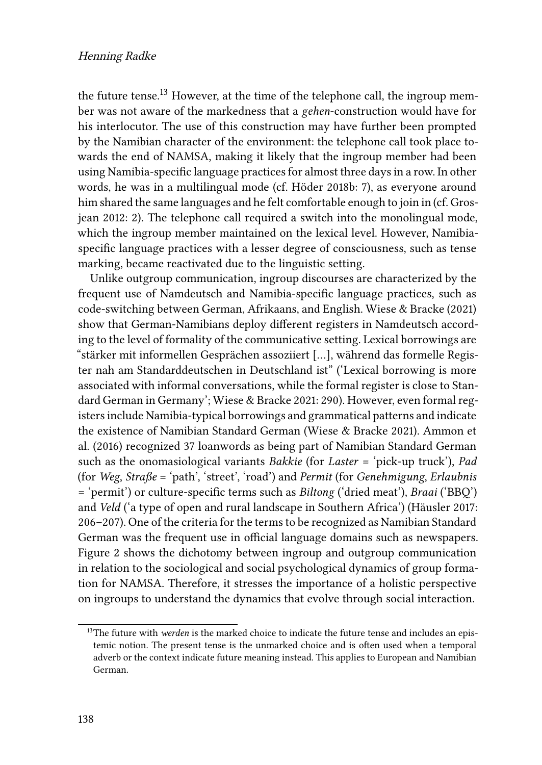the future tense.[13] However, at the time of the telephone call, the ingroup member was not aware of the markedness that a *gehen*-construction would have for his interlocutor. The use of this construction may have further been prompted by the Namibian character of the environment: the telephone call took place towards the end of NAMSA, making it likely that the ingroup member had been using Namibia-specific language practices for almost three days in a row. In other words, he was in a multilingual mode (cf. Höder 2018b: 7), as everyone around him shared the same languages and he felt comfortable enough to join in (cf. Grosjean 2012: 2). The telephone call required a switch into the monolingual mode, which the ingroup member maintained on the lexical level. However, Namibia-specific language practices with a lesser degree of consciousness, such as tense marking, became reactivated due to the linguistic setting.

Unlike outgroup communication, ingroup discourses are characterized by the frequent use of Namdeutsch and Namibia-specific language practices, such as code-switching between German, Afrikaans, and English. Wiese & Bracke (2021) show that German-Namibians deploy different registers in Namdeutsch according to the level of formality of the communicative setting. Lexical borrowings are "stärker mit informellen Gesprächen assoziiert […], während das formelle Register nah am Standarddeutschen in Deutschland ist" ('Lexical borrowing is more associated with informal conversations, while the formal register is close to Standard German in Germany'; Wiese & Bracke 2021: 290). However, even formal registers include Namibia-typical borrowings and grammatical patterns and indicate the existence of Namibian Standard German (Wiese & Bracke 2021). Ammon et al. (2016) recognized 37 loanwords as being part of Namibian Standard German such as the onomasiological variants *Bakkie* (for *Laster* = 'pick-up truck'), *Pad* (for *Weg*, *Straße* = 'path', 'street', 'road') and *Permit* (for *Genehmigung*, *Erlaubnis* = 'permit') or culture-specific terms such as *Biltong* ('dried meat'), *Braai* ('BBQ') and *Veld* ('a type of open and rural landscape in Southern Africa') (Häusler 2017: 206–207). One of the criteria for the terms to be recognized as Namibian Standard German was the frequent use in official language domains such as newspapers. Figure 2 shows the dichotomy between ingroup and outgroup communication in relation to the sociological and social psychological dynamics of group formation for NAMSA. Therefore, it stresses the importance of a holistic perspective on ingroups to understand the dynamics that evolve through social interaction.

[13] The future with *werden* is the marked choice to indicate the future tense and includes an epistemic notion. The present tense is the unmarked choice and is often used when a temporal adverb or the context indicate future meaning instead. This applies to European and Namibian German.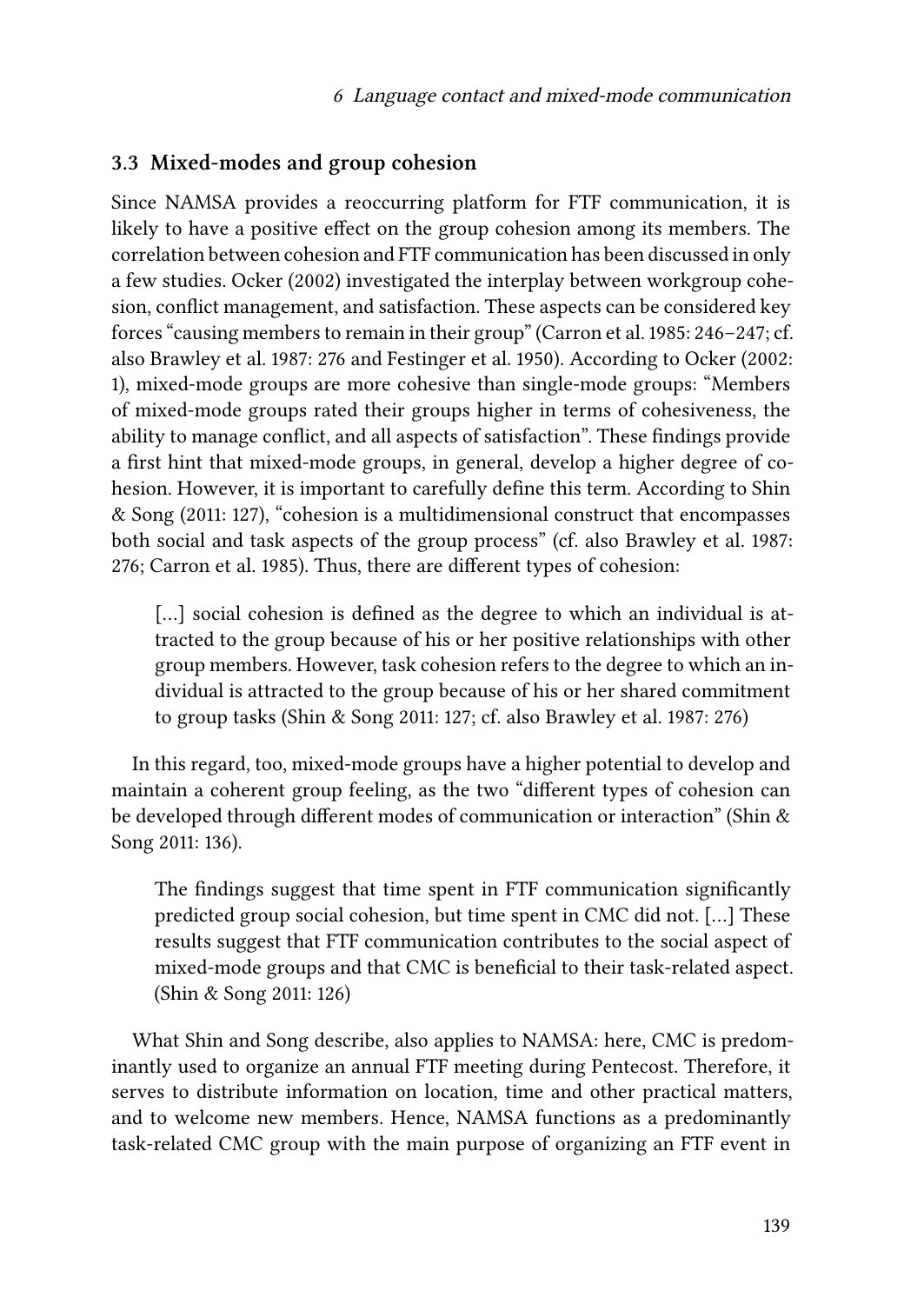### 3.3 Mixed-modes and group cohesion

Since NAMSA provides a reoccurring platform for FTF communication, it is likely to have a positive effect on the group cohesion among its members. The correlation between cohesion and FTF communication has been discussed in only a few studies. Ocker (2002) investigated the interplay between workgroup cohesion, conflict management, and satisfaction. These aspects can be considered key forces "causing members to remain in their group" (Carron et al. 1985: 246–247; cf. also Brawley et al. 1987: 276 and Festinger et al. 1950). According to Ocker (2002: 1), mixed-mode groups are more cohesive than single-mode groups: "Members of mixed-mode groups rated their groups higher in terms of cohesiveness, the ability to manage conflict, and all aspects of satisfaction". These findings provide a first hint that mixed-mode groups, in general, develop a higher degree of cohesion. However, it is important to carefully define this term. According to Shin & Song (2011: 127), "cohesion is a multidimensional construct that encompasses both social and task aspects of the group process" (cf. also Brawley et al. 1987: 276; Carron et al. 1985). Thus, there are different types of cohesion:

> […] social cohesion is defined as the degree to which an individual is attracted to the group because of his or her positive relationships with other group members. However, task cohesion refers to the degree to which an individual is attracted to the group because of his or her shared commitment to group tasks (Shin & Song 2011: 127; cf. also Brawley et al. 1987: 276)

In this regard, too, mixed-mode groups have a higher potential to develop and maintain a coherent group feeling, as the two "different types of cohesion can be developed through different modes of communication or interaction" (Shin & Song 2011: 136).

> The findings suggest that time spent in FTF communication significantly predicted group social cohesion, but time spent in CMC did not. […] These results suggest that FTF communication contributes to the social aspect of mixed-mode groups and that CMC is beneficial to their task-related aspect. (Shin & Song 2011: 126)

What Shin and Song describe, also applies to NAMSA: here, CMC is predominantly used to organize an annual FTF meeting during Pentecost. Therefore, it serves to distribute information on location, time and other practical matters, and to welcome new members. Hence, NAMSA functions as a predominantly task-related CMC group with the main purpose of organizing an FTF event in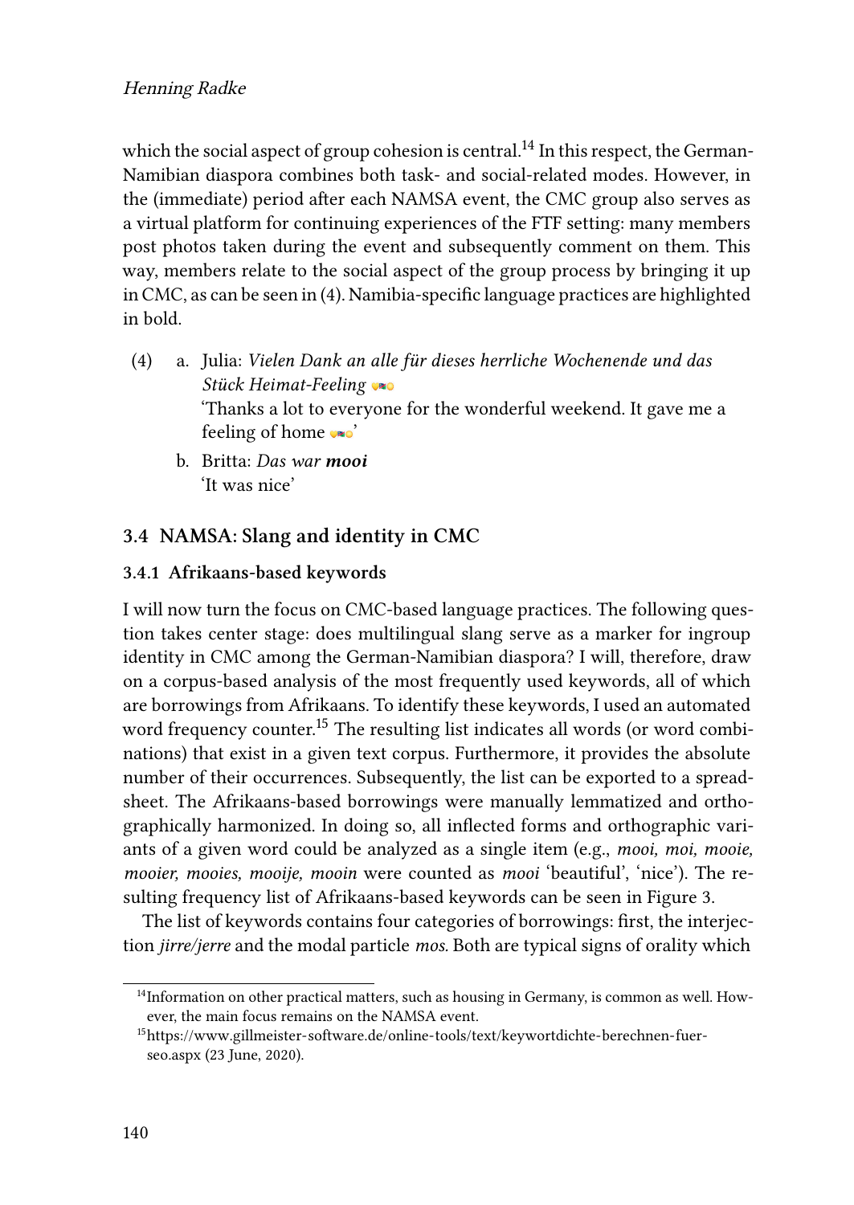which the social aspect of group cohesion is central.[14] In this respect, the German-Namibian diaspora combines both task- and social-related modes. However, in the (immediate) period after each NAMSA event, the CMC group also serves as a virtual platform for continuing experiences of the FTF setting: many members post photos taken during the event and subsequently comment on them. This way, members relate to the social aspect of the group process by bringing it up in CMC, as can be seen in (4). Namibia-specific language practices are highlighted in bold.

(4) a. Julia: *Vielen Dank an alle für dieses herrliche Wochenende und das Stück Heimat-Feeling* 🇳🇦
'Thanks a lot to everyone for the wonderful weekend. It gave me a feeling of home 🇳🇦'

b. Britta: *Das war* ***mooi***
'It was nice'

## 3.4 NAMSA: Slang and identity in CMC

### 3.4.1 Afrikaans-based keywords

I will now turn the focus on CMC-based language practices. The following question takes center stage: does multilingual slang serve as a marker for ingroup identity in CMC among the German-Namibian diaspora? I will, therefore, draw on a corpus-based analysis of the most frequently used keywords, all of which are borrowings from Afrikaans. To identify these keywords, I used an automated word frequency counter.[15] The resulting list indicates all words (or word combinations) that exist in a given text corpus. Furthermore, it provides the absolute number of their occurrences. Subsequently, the list can be exported to a spreadsheet. The Afrikaans-based borrowings were manually lemmatized and orthographically harmonized. In doing so, all inflected forms and orthographic variants of a given word could be analyzed as a single item (e.g., *mooi, moi, mooie, mooier, mooies, mooije, mooin* were counted as *mooi* 'beautiful', 'nice'). The resulting frequency list of Afrikaans-based keywords can be seen in Figure 3.

The list of keywords contains four categories of borrowings: first, the interjection *jirre/jerre* and the modal particle *mos.* Both are typical signs of orality which

[14] Information on other practical matters, such as housing in Germany, is common as well. However, the main focus remains on the NAMSA event.

[15] https://www.gillmeister-software.de/online-tools/text/keywortdichte-berechnen-fuer-seo.aspx (23 June, 2020).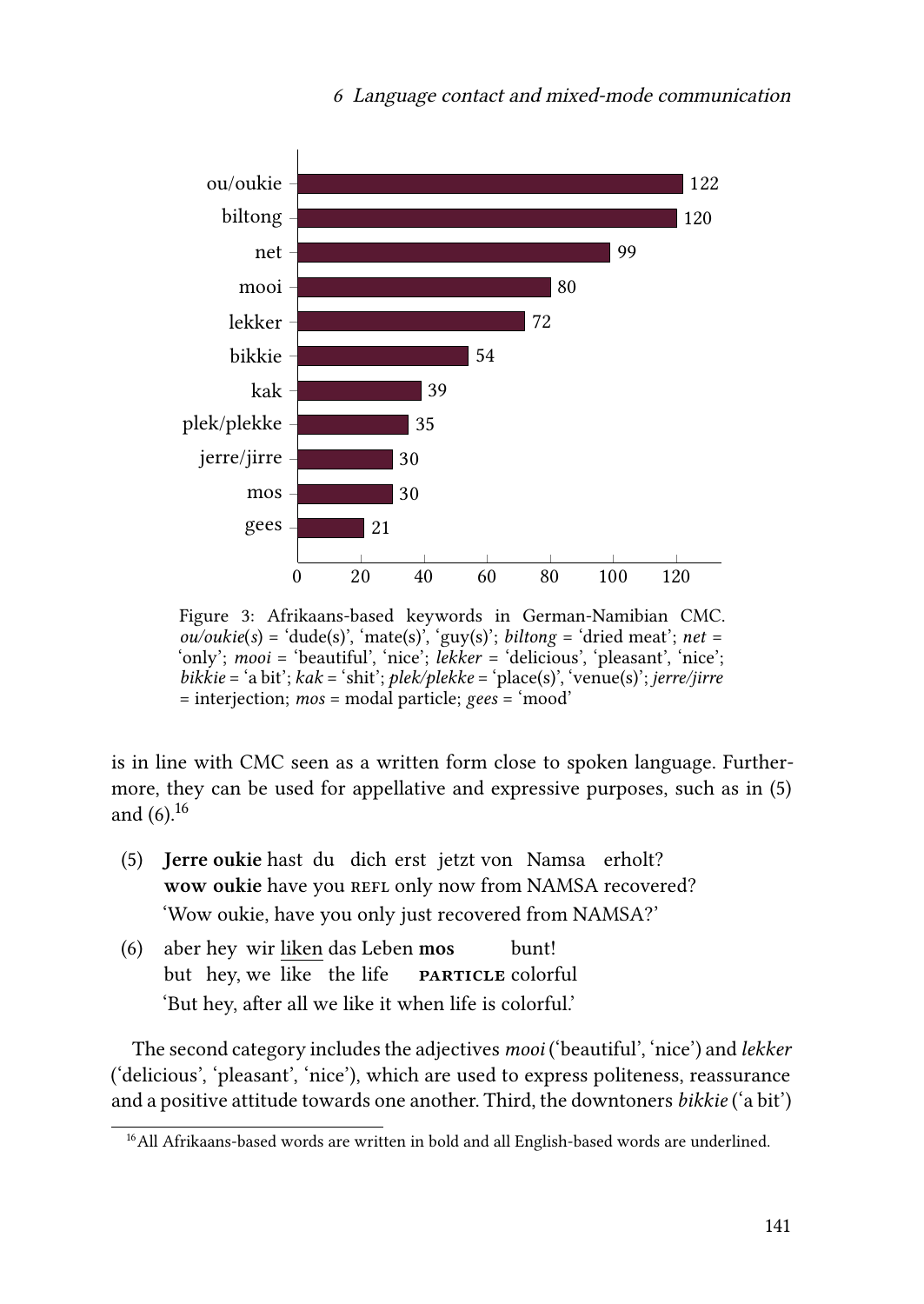| Keyword | Count |
|---|---|
| ou/oukie | 122 |
| biltong | 120 |
| net | 99 |
| mooi | 80 |
| lekker | 72 |
| bikkie | 54 |
| kak | 39 |
| plek/plekke | 35 |
| jerre/jirre | 30 |
| mos | 30 |
| gees | 21 |

Figure 3: Afrikaans-based keywords in German-Namibian CMC. *ou/oukie(s)* = 'dude(s)', 'mate(s)', 'guy(s)'; *biltong* = 'dried meat'; *net* = 'only'; *mooi* = 'beautiful', 'nice'; *lekker* = 'delicious', 'pleasant', 'nice'; *bikkie* = 'a bit'; *kak* = 'shit'; *plek/plekke* = 'place(s)', 'venue(s)'; *jerre/jirre* = interjection; *mos* = modal particle; *gees* = 'mood'

is in line with CMC seen as a written form close to spoken language. Furthermore, they can be used for appellative and expressive purposes, such as in (5) and (6).[16]

(5) **Jerre oukie** hast du dich erst jetzt von Namsa erholt?
**wow oukie** have you REFL only now from NAMSA recovered?
'Wow oukie, have you only just recovered from NAMSA?'

(6) aber hey wir <u>liken</u> das Leben **mos** bunt!
but hey, we like the life PARTICLE colorful
'But hey, after all we like it when life is colorful.'

The second category includes the adjectives *mooi* ('beautiful', 'nice') and *lekker* ('delicious', 'pleasant', 'nice'), which are used to express politeness, reassurance and a positive attitude towards one another. Third, the downtoners *bikkie* ('a bit')

[16] All Afrikaans-based words are written in bold and all English-based words are underlined.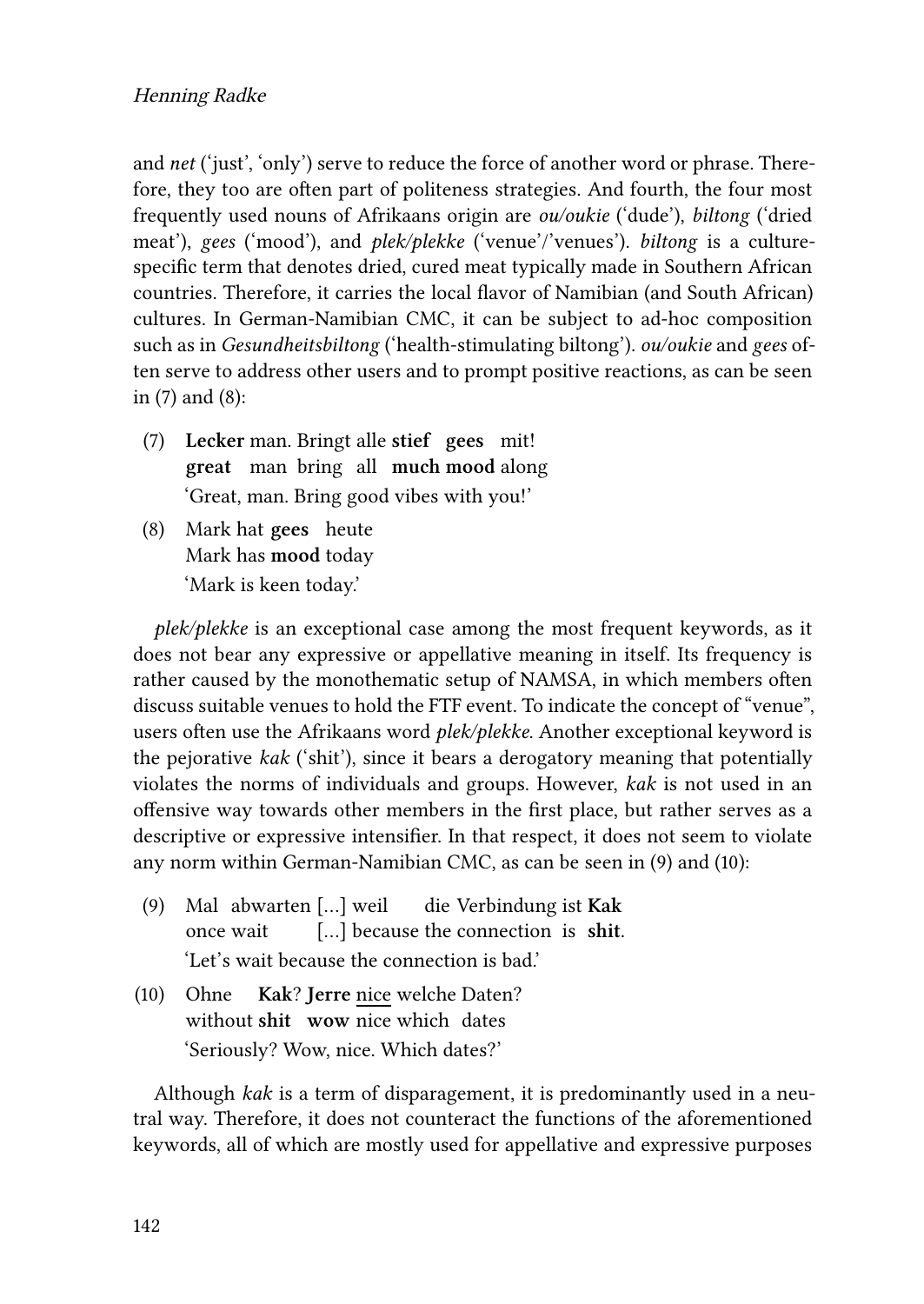and *net* ('just', 'only') serve to reduce the force of another word or phrase. Therefore, they too are often part of politeness strategies. And fourth, the four most frequently used nouns of Afrikaans origin are *ou/oukie* ('dude'), *biltong* ('dried meat'), *gees* ('mood'), and *plek/plekke* ('venue'/'venues'). *biltong* is a culture-specific term that denotes dried, cured meat typically made in Southern African countries. Therefore, it carries the local flavor of Namibian (and South African) cultures. In German-Namibian CMC, it can be subject to ad-hoc composition such as in *Gesundheitsbiltong* ('health-stimulating biltong'). *ou/oukie* and *gees* often serve to address other users and to prompt positive reactions, as can be seen in (7) and (8):

(7) **Lecker** man. Bringt alle **stief gees** mit!
**great** man bring all **much mood** along
'Great, man. Bring good vibes with you!'

(8) Mark hat **gees** heute
Mark has **mood** today
'Mark is keen today.'

*plek/plekke* is an exceptional case among the most frequent keywords, as it does not bear any expressive or appellative meaning in itself. Its frequency is rather caused by the monothematic setup of NAMSA, in which members often discuss suitable venues to hold the FTF event. To indicate the concept of "venue", users often use the Afrikaans word *plek/plekke*. Another exceptional keyword is the pejorative *kak* ('shit'), since it bears a derogatory meaning that potentially violates the norms of individuals and groups. However, *kak* is not used in an offensive way towards other members in the first place, but rather serves as a descriptive or expressive intensifier. In that respect, it does not seem to violate any norm within German-Namibian CMC, as can be seen in (9) and (10):

(9) Mal abwarten [...] weil die Verbindung ist **Kak**
once wait [...] because the connection is **shit**.
'Let's wait because the connection is bad.'

(10) Ohne **Kak**? **Jerre** <u>nice</u> welche Daten?
without **shit** **wow** nice which dates
'Seriously? Wow, nice. Which dates?'

Although *kak* is a term of disparagement, it is predominantly used in a neutral way. Therefore, it does not counteract the functions of the aforementioned keywords, all of which are mostly used for appellative and expressive purposes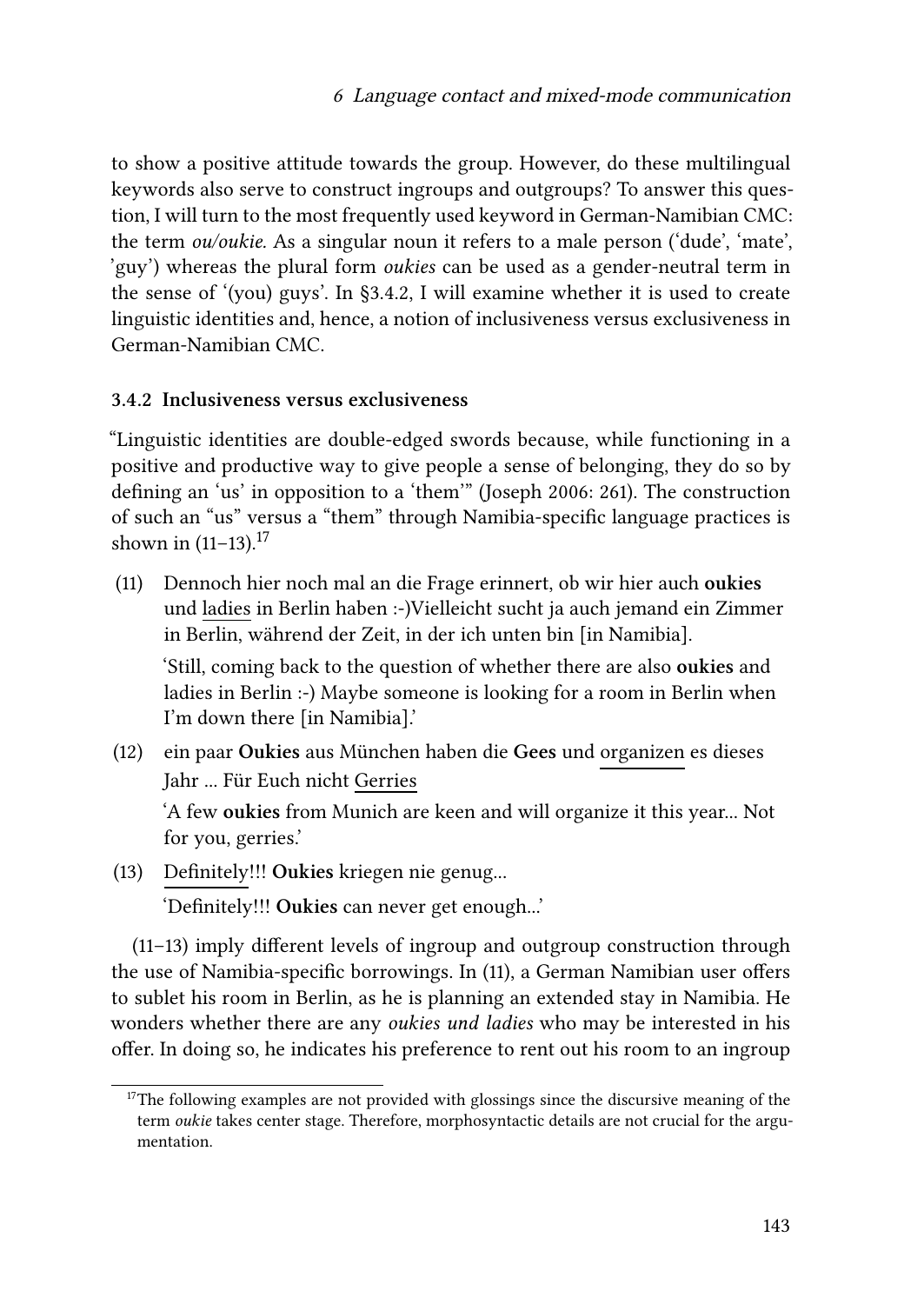to show a positive attitude towards the group. However, do these multilingual keywords also serve to construct ingroups and outgroups? To answer this question, I will turn to the most frequently used keyword in German-Namibian CMC: the term *ou/oukie*. As a singular noun it refers to a male person ('dude', 'mate', 'guy') whereas the plural form *oukies* can be used as a gender-neutral term in the sense of '(you) guys'. In §3.4.2, I will examine whether it is used to create linguistic identities and, hence, a notion of inclusiveness versus exclusiveness in German-Namibian CMC.

### 3.4.2 Inclusiveness versus exclusiveness

"Linguistic identities are double-edged swords because, while functioning in a positive and productive way to give people a sense of belonging, they do so by defining an 'us' in opposition to a 'them'" (Joseph 2006: 261). The construction of such an "us" versus a "them" through Namibia-specific language practices is shown in (11–13).[17]

(11) Dennoch hier noch mal an die Frage erinnert, ob wir hier auch **oukies** und <u>ladies</u> in Berlin haben :-)Vielleicht sucht ja auch jemand ein Zimmer in Berlin, während der Zeit, in der ich unten bin [in Namibia].

'Still, coming back to the question of whether there are also **oukies** and ladies in Berlin :-) Maybe someone is looking for a room in Berlin when I'm down there [in Namibia].'

(12) ein paar **Oukies** aus München haben die **Gees** und <u>organizen</u> es dieses Jahr ... Für Euch nicht <u>Gerries</u>

'A few **oukies** from Munich are keen and will organize it this year... Not for you, gerries.'

(13) <u>Definitely</u>!!! **Oukies** kriegen nie genug...

'Definitely!!! **Oukies** can never get enough...'

(11–13) imply different levels of ingroup and outgroup construction through the use of Namibia-specific borrowings. In (11), a German Namibian user offers to sublet his room in Berlin, as he is planning an extended stay in Namibia. He wonders whether there are any *oukies und ladies* who may be interested in his offer. In doing so, he indicates his preference to rent out his room to an ingroup

[17] The following examples are not provided with glossings since the discursive meaning of the term *oukie* takes center stage. Therefore, morphosyntactic details are not crucial for the argumentation.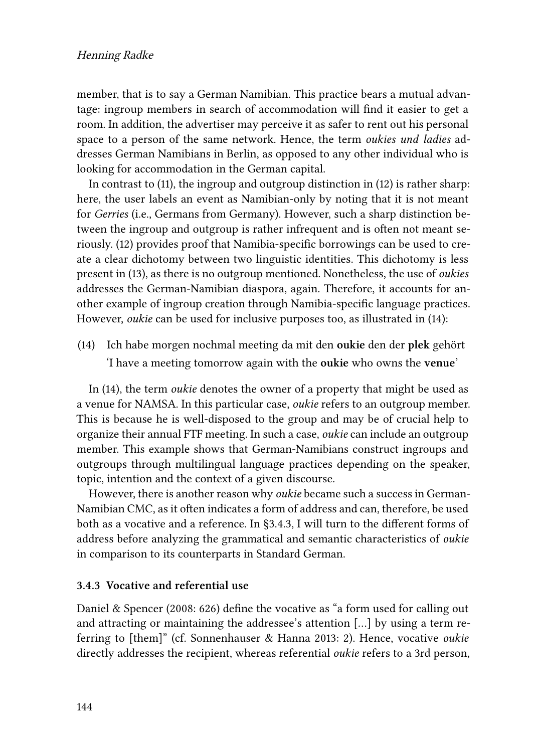member, that is to say a German Namibian. This practice bears a mutual advantage: ingroup members in search of accommodation will find it easier to get a room. In addition, the advertiser may perceive it as safer to rent out his personal space to a person of the same network. Hence, the term *oukies und ladies* addresses German Namibians in Berlin, as opposed to any other individual who is looking for accommodation in the German capital.

In contrast to (11), the ingroup and outgroup distinction in (12) is rather sharp: here, the user labels an event as Namibian-only by noting that it is not meant for *Gerries* (i.e., Germans from Germany). However, such a sharp distinction between the ingroup and outgroup is rather infrequent and is often not meant seriously. (12) provides proof that Namibia-specific borrowings can be used to create a clear dichotomy between two linguistic identities. This dichotomy is less present in (13), as there is no outgroup mentioned. Nonetheless, the use of *oukies* addresses the German-Namibian diaspora, again. Therefore, it accounts for another example of ingroup creation through Namibia-specific language practices. However, *oukie* can be used for inclusive purposes too, as illustrated in (14):

(14) Ich habe morgen nochmal meeting da mit den **oukie** den der **plek** gehört
'I have a meeting tomorrow again with the **oukie** who owns the **venue**'

In (14), the term *oukie* denotes the owner of a property that might be used as a venue for NAMSA. In this particular case, *oukie* refers to an outgroup member. This is because he is well-disposed to the group and may be of crucial help to organize their annual FTF meeting. In such a case, *oukie* can include an outgroup member. This example shows that German-Namibians construct ingroups and outgroups through multilingual language practices depending on the speaker, topic, intention and the context of a given discourse.

However, there is another reason why *oukie* became such a success in German-Namibian CMC, as it often indicates a form of address and can, therefore, be used both as a vocative and a reference. In §3.4.3, I will turn to the different forms of address before analyzing the grammatical and semantic characteristics of *oukie* in comparison to its counterparts in Standard German.

### 3.4.3 Vocative and referential use

Daniel & Spencer (2008: 626) define the vocative as "a form used for calling out and attracting or maintaining the addressee's attention […] by using a term referring to [them]" (cf. Sonnenhauser & Hanna 2013: 2). Hence, vocative *oukie* directly addresses the recipient, whereas referential *oukie* refers to a 3rd person,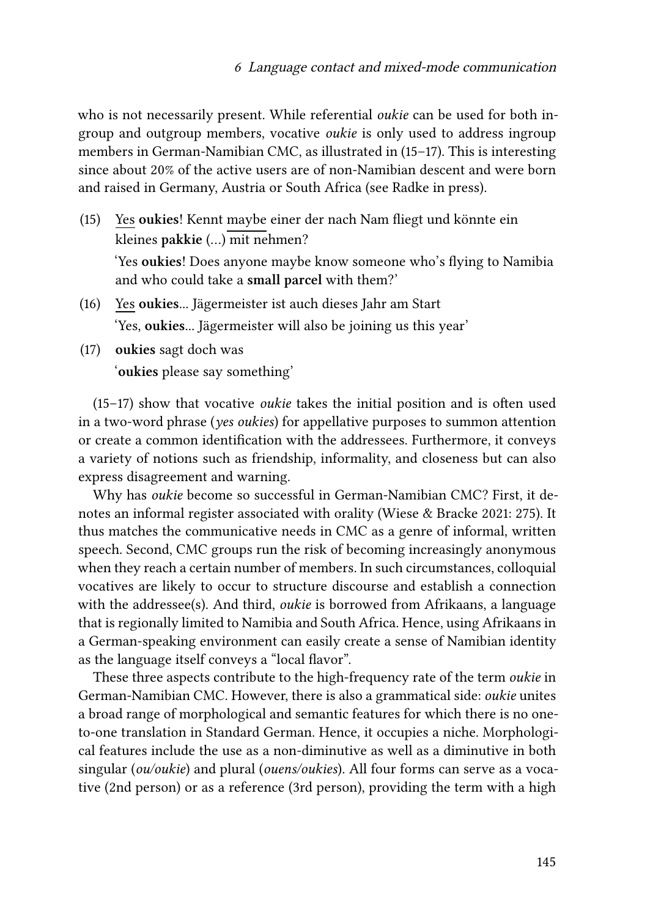who is not necessarily present. While referential *oukie* can be used for both ingroup and outgroup members, vocative *oukie* is only used to address ingroup members in German-Namibian CMC, as illustrated in (15–17). This is interesting since about 20% of the active users are of non-Namibian descent and were born and raised in Germany, Austria or South Africa (see Radke in press).

(15) Yes **oukies**! Kennt maybe einer der nach Nam fliegt und könnte ein kleines **pakkie** (…) mit nehmen?

'Yes **oukies**! Does anyone maybe know someone who's flying to Namibia and who could take a **small parcel** with them?'

(16) Yes **oukies**… Jägermeister ist auch dieses Jahr am Start

'Yes, **oukies**… Jägermeister will also be joining us this year'

(17) **oukies** sagt doch was

'**oukies** please say something'

(15–17) show that vocative *oukie* takes the initial position and is often used in a two-word phrase (*yes oukies*) for appellative purposes to summon attention or create a common identification with the addressees. Furthermore, it conveys a variety of notions such as friendship, informality, and closeness but can also express disagreement and warning.

Why has *oukie* become so successful in German-Namibian CMC? First, it denotes an informal register associated with orality (Wiese & Bracke 2021: 275). It thus matches the communicative needs in CMC as a genre of informal, written speech. Second, CMC groups run the risk of becoming increasingly anonymous when they reach a certain number of members. In such circumstances, colloquial vocatives are likely to occur to structure discourse and establish a connection with the addressee(s). And third, *oukie* is borrowed from Afrikaans, a language that is regionally limited to Namibia and South Africa. Hence, using Afrikaans in a German-speaking environment can easily create a sense of Namibian identity as the language itself conveys a "local flavor".

These three aspects contribute to the high-frequency rate of the term *oukie* in German-Namibian CMC. However, there is also a grammatical side: *oukie* unites a broad range of morphological and semantic features for which there is no one-to-one translation in Standard German. Hence, it occupies a niche. Morphological features include the use as a non-diminutive as well as a diminutive in both singular (*ou/oukie*) and plural (*ouens/oukies*). All four forms can serve as a vocative (2nd person) or as a reference (3rd person), providing the term with a high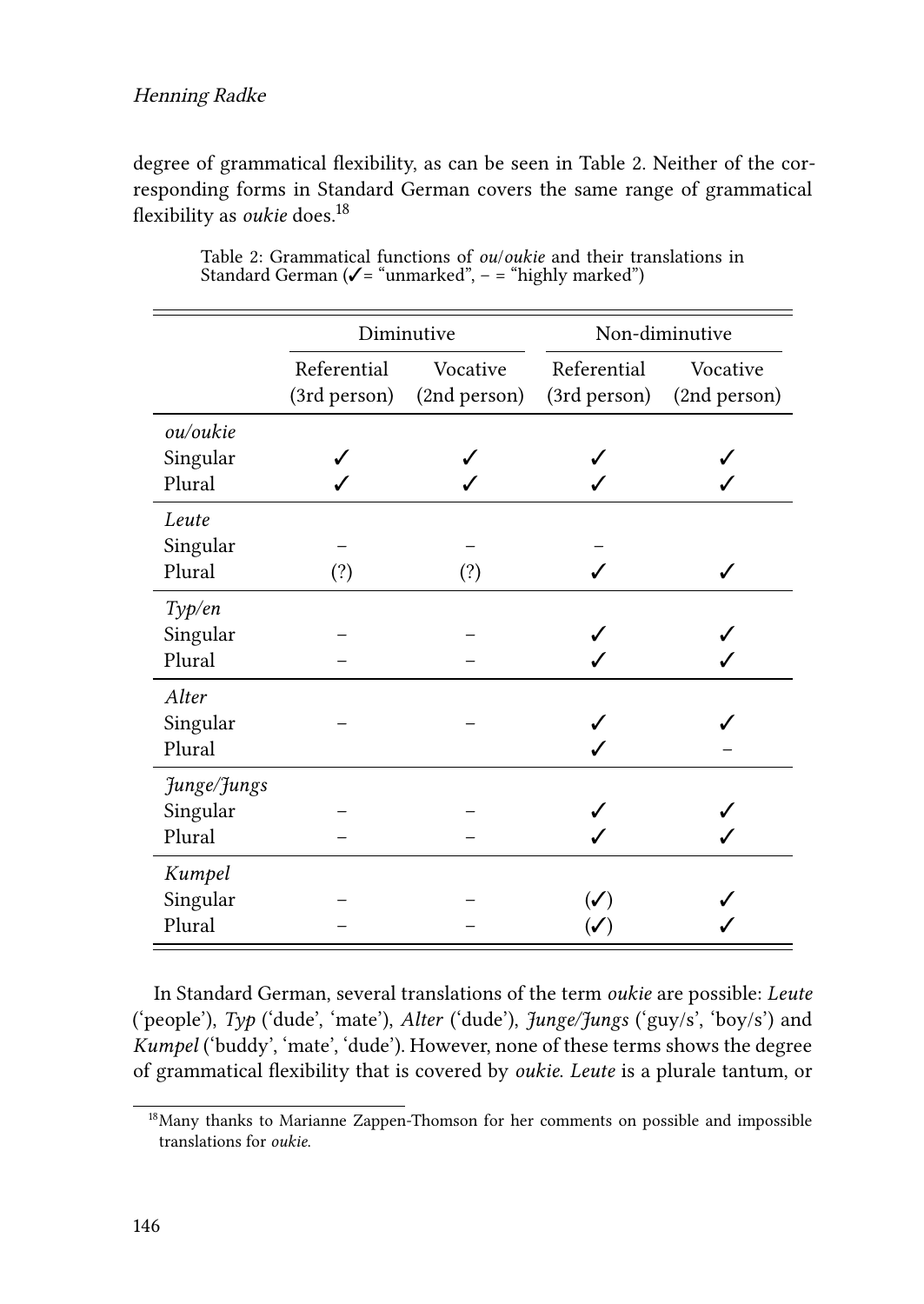degree of grammatical flexibility, as can be seen in Table 2. Neither of the corresponding forms in Standard German covers the same range of grammatical flexibility as *oukie* does.[18]

Table 2: Grammatical functions of *ou*/*oukie* and their translations in Standard German (✓= "unmarked", – = "highly marked")

| | Diminutive | | Non-diminutive | |
|---|---|---|---|---|
| | Referential (3rd person) | Vocative (2nd person) | Referential (3rd person) | Vocative (2nd person) |
| *ou/oukie* | | | | |
| Singular | ✓ | ✓ | ✓ | ✓ |
| Plural | ✓ | ✓ | ✓ | ✓ |
| *Leute* | | | | |
| Singular | – | – | – | |
| Plural | (?) | (?) | ✓ | ✓ |
| *Typ/en* | | | | |
| Singular | – | – | ✓ | ✓ |
| Plural | – | – | ✓ | ✓ |
| *Alter* | | | | |
| Singular | – | – | ✓ | ✓ |
| Plural | | | ✓ | – |
| *Junge/Jungs* | | | | |
| Singular | – | – | ✓ | ✓ |
| Plural | – | – | ✓ | ✓ |
| *Kumpel* | | | | |
| Singular | – | – | (✓) | ✓ |
| Plural | – | – | (✓) | ✓ |

In Standard German, several translations of the term *oukie* are possible: *Leute* ('people'), *Typ* ('dude', 'mate'), *Alter* ('dude'), *Junge/Jungs* ('guy/s', 'boy/s') and *Kumpel* ('buddy', 'mate', 'dude'). However, none of these terms shows the degree of grammatical flexibility that is covered by *oukie*. *Leute* is a plurale tantum, or

[18]Many thanks to Marianne Zappen-Thomson for her comments on possible and impossible translations for *oukie*.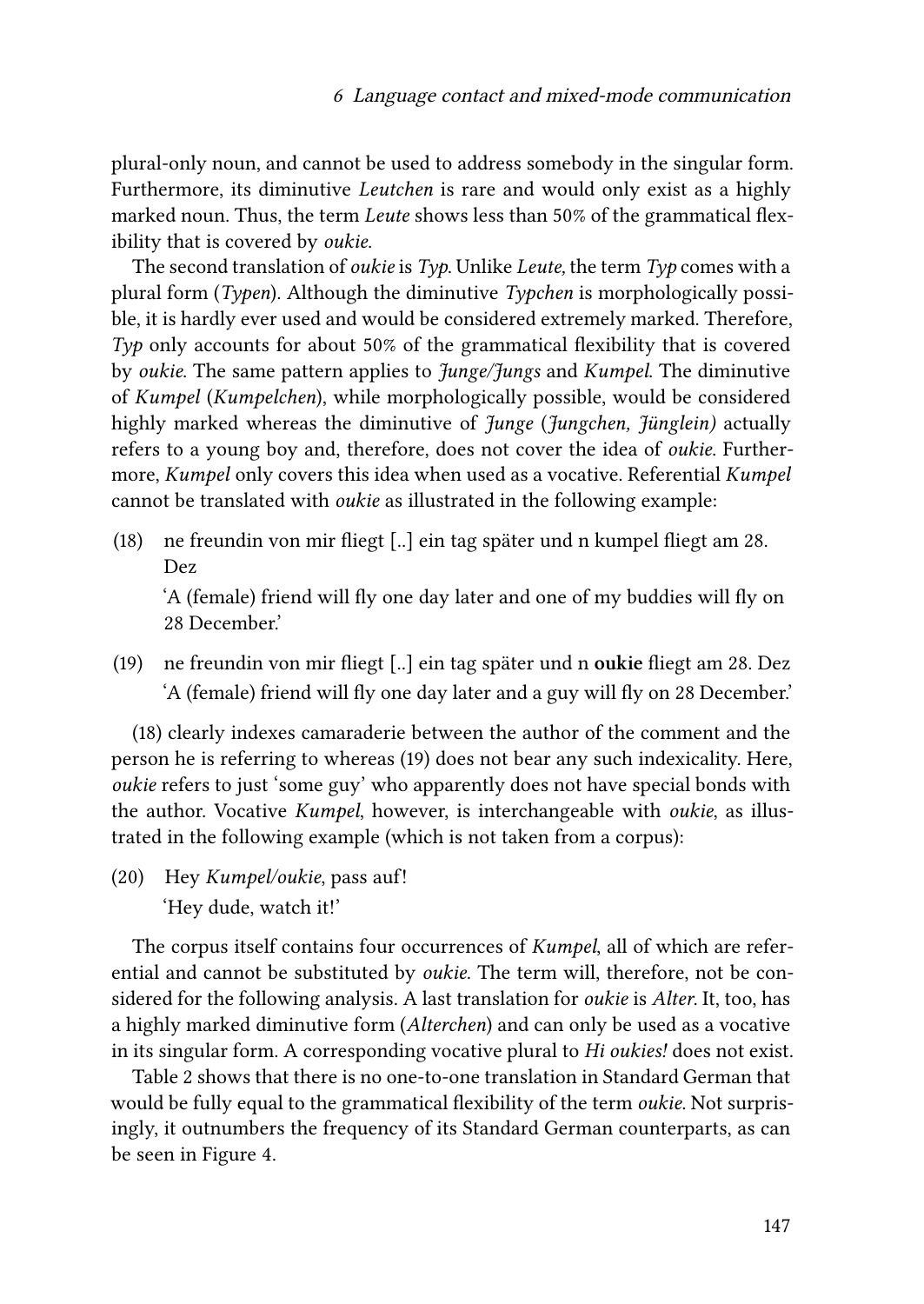plural-only noun, and cannot be used to address somebody in the singular form. Furthermore, its diminutive *Leutchen* is rare and would only exist as a highly marked noun. Thus, the term *Leute* shows less than 50% of the grammatical flexibility that is covered by *oukie*.

The second translation of *oukie* is *Typ*. Unlike *Leute,* the term *Typ* comes with a plural form (*Typen*). Although the diminutive *Typchen* is morphologically possible, it is hardly ever used and would be considered extremely marked. Therefore, *Typ* only accounts for about 50% of the grammatical flexibility that is covered by *oukie*. The same pattern applies to *Junge/Jungs* and *Kumpel*. The diminutive of *Kumpel* (*Kumpelchen*), while morphologically possible, would be considered highly marked whereas the diminutive of *Junge* (*Jungchen, Jünglein)* actually refers to a young boy and, therefore, does not cover the idea of *oukie*. Furthermore, *Kumpel* only covers this idea when used as a vocative. Referential *Kumpel* cannot be translated with *oukie* as illustrated in the following example:

(18) ne freundin von mir fliegt [..] ein tag später und n kumpel fliegt am 28. Dez

'A (female) friend will fly one day later and one of my buddies will fly on 28 December.'

(19) ne freundin von mir fliegt [..] ein tag später und n **oukie** fliegt am 28. Dez

'A (female) friend will fly one day later and a guy will fly on 28 December.'

(18) clearly indexes camaraderie between the author of the comment and the person he is referring to whereas (19) does not bear any such indexicality. Here, *oukie* refers to just 'some guy' who apparently does not have special bonds with the author. Vocative *Kumpel*, however, is interchangeable with *oukie*, as illustrated in the following example (which is not taken from a corpus):

(20) Hey *Kumpel/oukie*, pass auf!

'Hey dude, watch it!'

The corpus itself contains four occurrences of *Kumpel*, all of which are referential and cannot be substituted by *oukie*. The term will, therefore, not be considered for the following analysis. A last translation for *oukie* is *Alter*. It, too, has a highly marked diminutive form (*Alterchen*) and can only be used as a vocative in its singular form. A corresponding vocative plural to *Hi oukies!* does not exist.

Table 2 shows that there is no one-to-one translation in Standard German that would be fully equal to the grammatical flexibility of the term *oukie*. Not surprisingly, it outnumbers the frequency of its Standard German counterparts, as can be seen in Figure 4.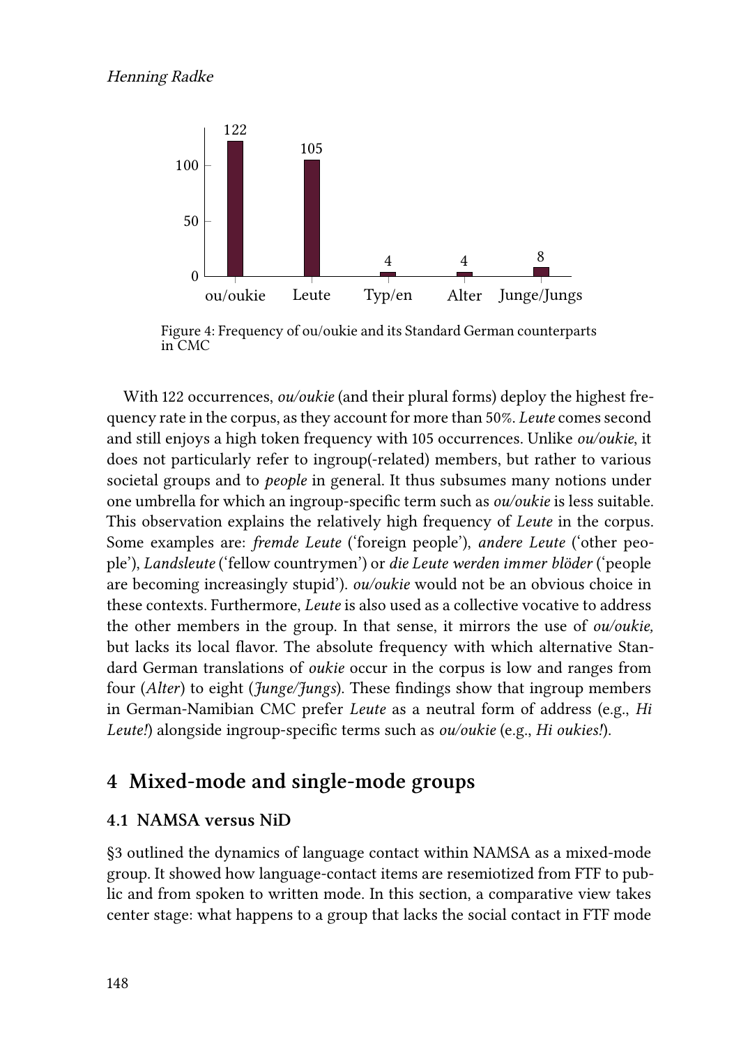Figure 4: Frequency of ou/oukie and its Standard German counterparts in CMC

With 122 occurrences, *ou/oukie* (and their plural forms) deploy the highest frequency rate in the corpus, as they account for more than 50%. *Leute* comes second and still enjoys a high token frequency with 105 occurrences. Unlike *ou/oukie*, it does not particularly refer to ingroup(-related) members, but rather to various societal groups and to *people* in general. It thus subsumes many notions under one umbrella for which an ingroup-specific term such as *ou/oukie* is less suitable. This observation explains the relatively high frequency of *Leute* in the corpus. Some examples are: *fremde Leute* ('foreign people'), *andere Leute* ('other people'), *Landsleute* ('fellow countrymen') or *die Leute werden immer blöder* ('people are becoming increasingly stupid'). *ou/oukie* would not be an obvious choice in these contexts. Furthermore, *Leute* is also used as a collective vocative to address the other members in the group. In that sense, it mirrors the use of *ou/oukie,* but lacks its local flavor. The absolute frequency with which alternative Standard German translations of *oukie* occur in the corpus is low and ranges from four (*Alter*) to eight (*Junge/Jungs*). These findings show that ingroup members in German-Namibian CMC prefer *Leute* as a neutral form of address (e.g., *Hi Leute!*) alongside ingroup-specific terms such as *ou/oukie* (e.g., *Hi oukies!*).

# 4 Mixed-mode and single-mode groups

## 4.1 NAMSA versus NiD

§3 outlined the dynamics of language contact within NAMSA as a mixed-mode group. It showed how language-contact items are resemiotized from FTF to public and from spoken to written mode. In this section, a comparative view takes center stage: what happens to a group that lacks the social contact in FTF mode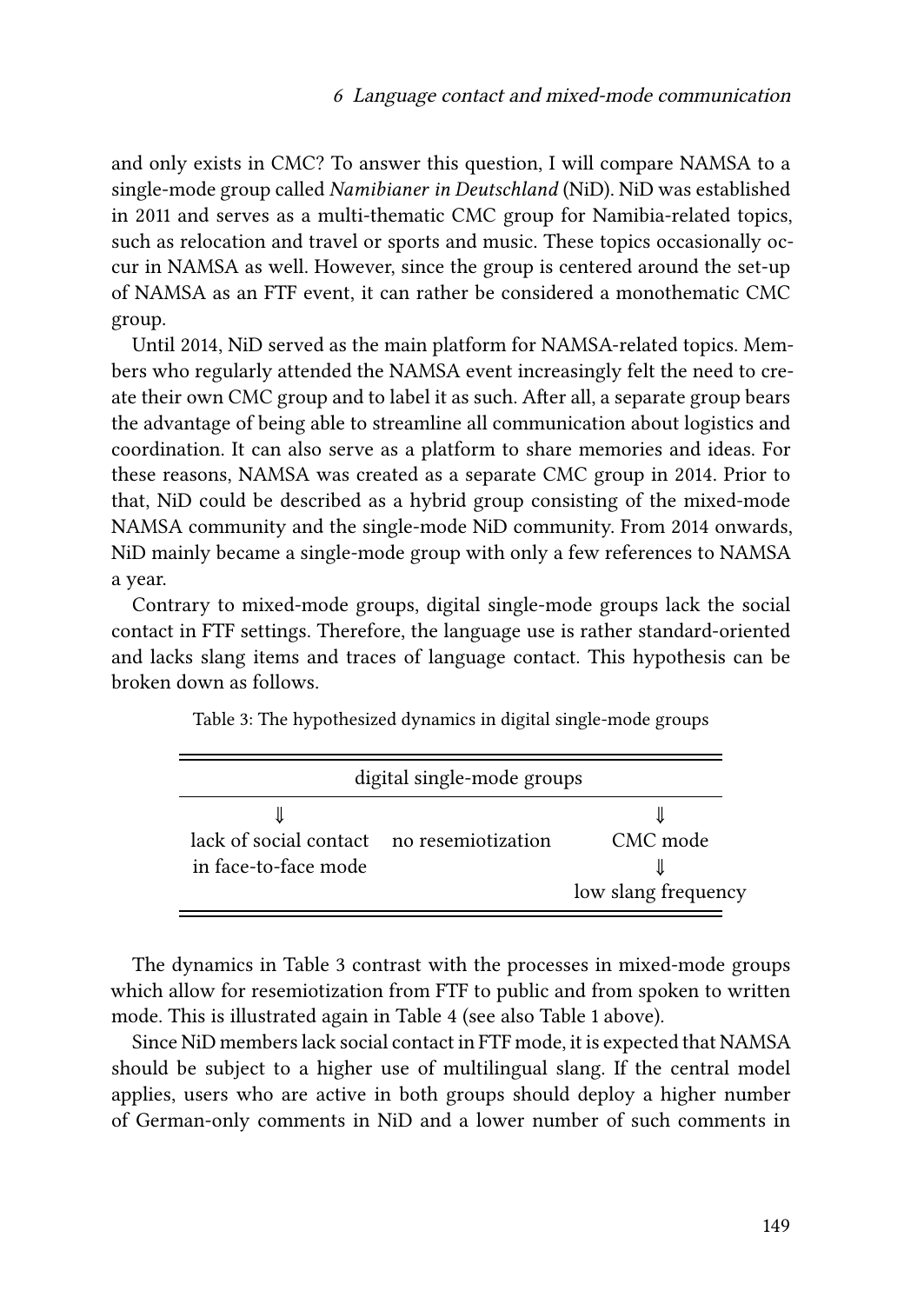and only exists in CMC? To answer this question, I will compare NAMSA to a single-mode group called *Namibianer in Deutschland* (NiD). NiD was established in 2011 and serves as a multi-thematic CMC group for Namibia-related topics, such as relocation and travel or sports and music. These topics occasionally occur in NAMSA as well. However, since the group is centered around the set-up of NAMSA as an FTF event, it can rather be considered a monothematic CMC group.

Until 2014, NiD served as the main platform for NAMSA-related topics. Members who regularly attended the NAMSA event increasingly felt the need to create their own CMC group and to label it as such. After all, a separate group bears the advantage of being able to streamline all communication about logistics and coordination. It can also serve as a platform to share memories and ideas. For these reasons, NAMSA was created as a separate CMC group in 2014. Prior to that, NiD could be described as a hybrid group consisting of the mixed-mode NAMSA community and the single-mode NiD community. From 2014 onwards, NiD mainly became a single-mode group with only a few references to NAMSA a year.

Contrary to mixed-mode groups, digital single-mode groups lack the social contact in FTF settings. Therefore, the language use is rather standard-oriented and lacks slang items and traces of language contact. This hypothesis can be broken down as follows.

Table 3: The hypothesized dynamics in digital single-mode groups

| digital single-mode groups | | |
|---|---|---|
| ⇓ | | ⇓ |
| lack of social contact in face-to-face mode | no resemiotization | CMC mode |
| | | ⇓ |
| | | low slang frequency |

The dynamics in Table 3 contrast with the processes in mixed-mode groups which allow for resemiotization from FTF to public and from spoken to written mode. This is illustrated again in Table 4 (see also Table 1 above).

Since NiD members lack social contact in FTF mode, it is expected that NAMSA should be subject to a higher use of multilingual slang. If the central model applies, users who are active in both groups should deploy a higher number of German-only comments in NiD and a lower number of such comments in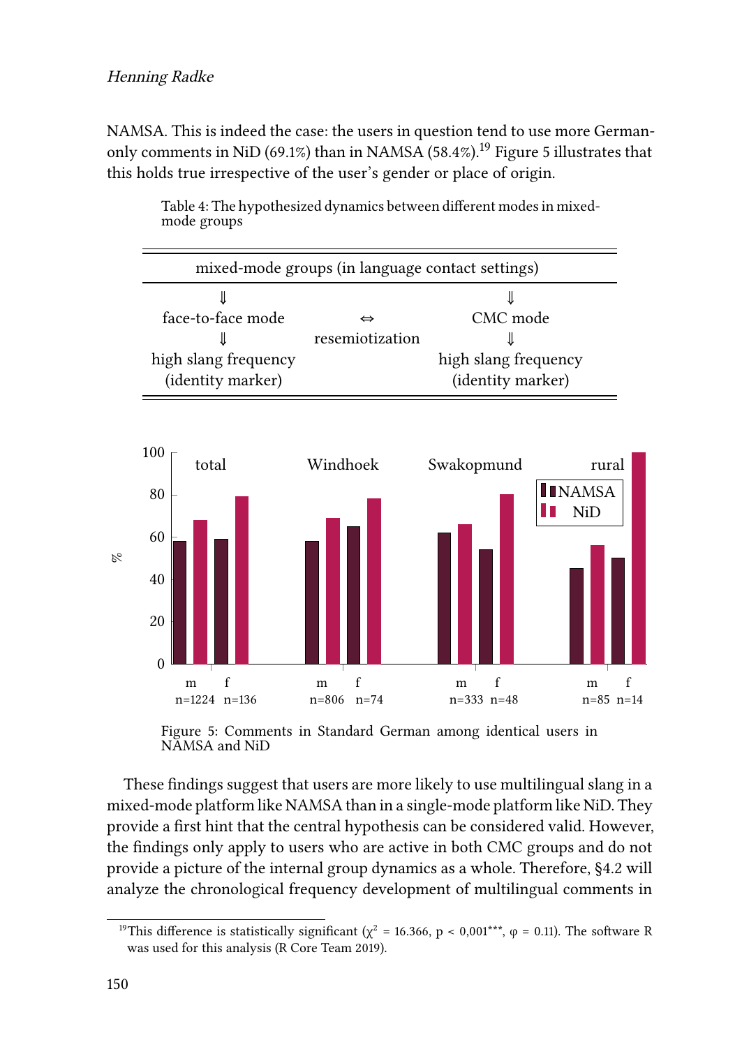NAMSA. This is indeed the case: the users in question tend to use more German-only comments in NiD (69.1%) than in NAMSA (58.4%).[19] Figure 5 illustrates that this holds true irrespective of the user's gender or place of origin.

Table 4: The hypothesized dynamics between different modes in mixed-mode groups

| mixed-mode groups (in language contact settings) | | |
|---|---|---|
| ⇓ | | ⇓ |
| face-to-face mode | ⇔ | CMC mode |
| ⇓ | resemiotization | ⇓ |
| high slang frequency (identity marker) | | high slang frequency (identity marker) |

Figure 5: Comments in Standard German among identical users in NAMSA and NiD

These findings suggest that users are more likely to use multilingual slang in a mixed-mode platform like NAMSA than in a single-mode platform like NiD. They provide a first hint that the central hypothesis can be considered valid. However, the findings only apply to users who are active in both CMC groups and do not provide a picture of the internal group dynamics as a whole. Therefore, §4.2 will analyze the chronological frequency development of multilingual comments in

[19] This difference is statistically significant ($\chi^2 = 16.366$, $p < 0{,}001^{***}$, $\varphi = 0.11$). The software R was used for this analysis (R Core Team 2019).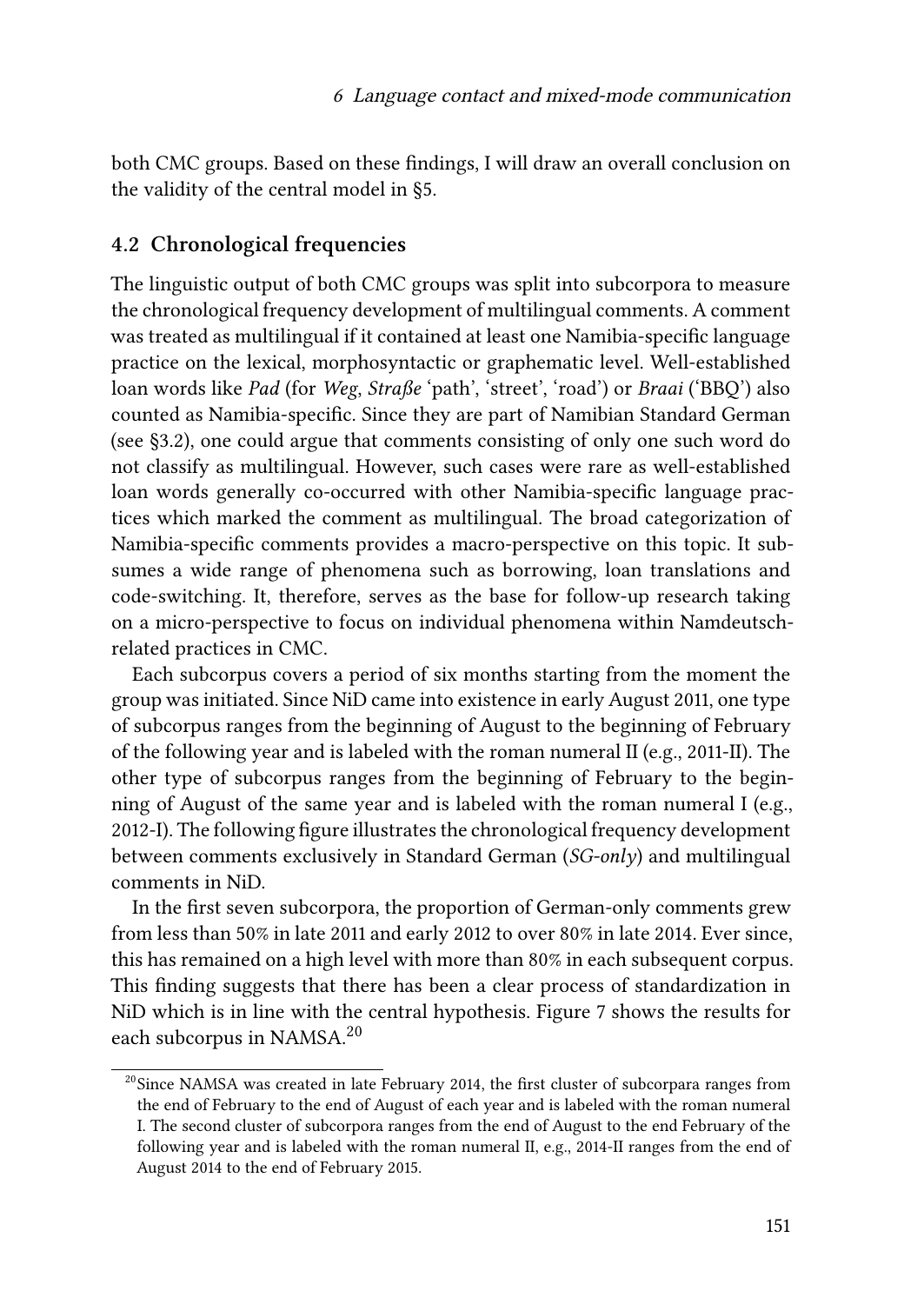both CMC groups. Based on these findings, I will draw an overall conclusion on the validity of the central model in §5.

### 4.2 Chronological frequencies

The linguistic output of both CMC groups was split into subcorpora to measure the chronological frequency development of multilingual comments. A comment was treated as multilingual if it contained at least one Namibia-specific language practice on the lexical, morphosyntactic or graphematic level. Well-established loan words like *Pad* (for *Weg*, *Straße* 'path', 'street', 'road') or *Braai* ('BBQ') also counted as Namibia-specific. Since they are part of Namibian Standard German (see §3.2), one could argue that comments consisting of only one such word do not classify as multilingual. However, such cases were rare as well-established loan words generally co-occurred with other Namibia-specific language practices which marked the comment as multilingual. The broad categorization of Namibia-specific comments provides a macro-perspective on this topic. It subsumes a wide range of phenomena such as borrowing, loan translations and code-switching. It, therefore, serves as the base for follow-up research taking on a micro-perspective to focus on individual phenomena within Namdeutsch-related practices in CMC.

Each subcorpus covers a period of six months starting from the moment the group was initiated. Since NiD came into existence in early August 2011, one type of subcorpus ranges from the beginning of August to the beginning of February of the following year and is labeled with the roman numeral II (e.g., 2011-II). The other type of subcorpus ranges from the beginning of February to the beginning of August of the same year and is labeled with the roman numeral I (e.g., 2012-I). The following figure illustrates the chronological frequency development between comments exclusively in Standard German (*SG-only*) and multilingual comments in NiD.

In the first seven subcorpora, the proportion of German-only comments grew from less than 50% in late 2011 and early 2012 to over 80% in late 2014. Ever since, this has remained on a high level with more than 80% in each subsequent corpus. This finding suggests that there has been a clear process of standardization in NiD which is in line with the central hypothesis. Figure 7 shows the results for each subcorpus in NAMSA.[20]

[20] Since NAMSA was created in late February 2014, the first cluster of subcorpara ranges from the end of February to the end of August of each year and is labeled with the roman numeral I. The second cluster of subcorpora ranges from the end of August to the end February of the following year and is labeled with the roman numeral II, e.g., 2014-II ranges from the end of August 2014 to the end of February 2015.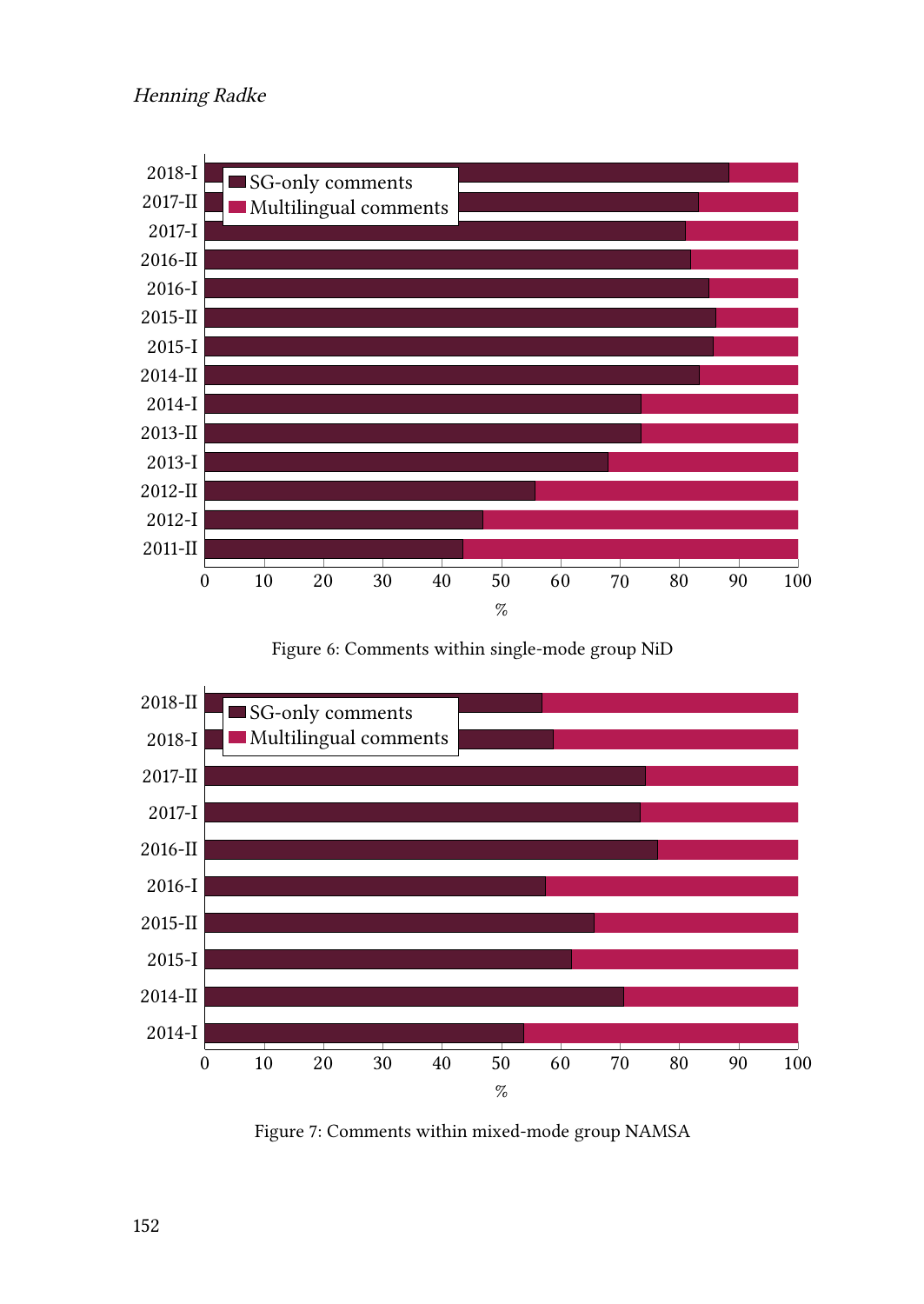Figure 6: Comments within single-mode group NiD

Figure 7: Comments within mixed-mode group NAMSA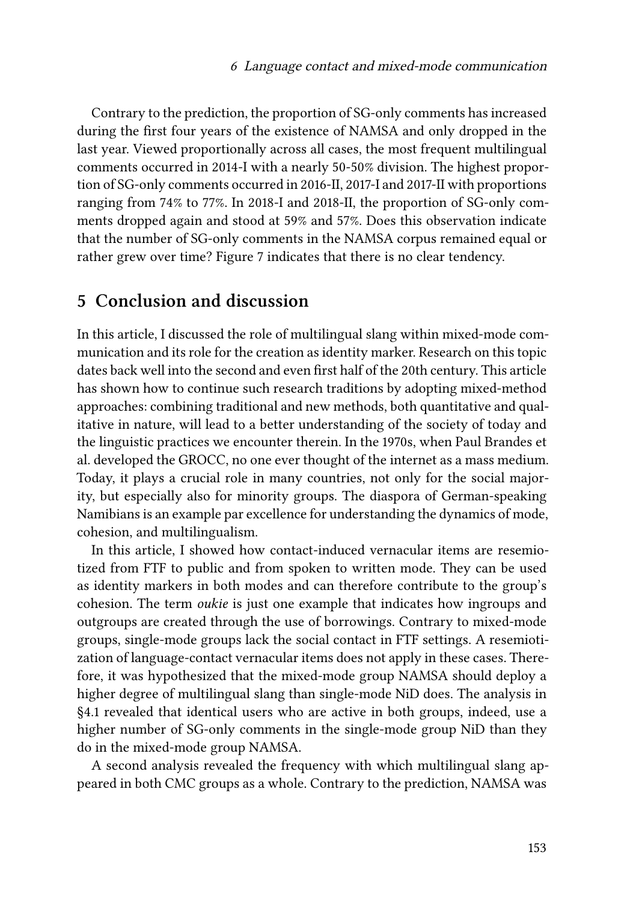Contrary to the prediction, the proportion of SG-only comments has increased during the first four years of the existence of NAMSA and only dropped in the last year. Viewed proportionally across all cases, the most frequent multilingual comments occurred in 2014-I with a nearly 50-50% division. The highest proportion of SG-only comments occurred in 2016-II, 2017-I and 2017-II with proportions ranging from 74% to 77%. In 2018-I and 2018-II, the proportion of SG-only comments dropped again and stood at 59% and 57%. Does this observation indicate that the number of SG-only comments in the NAMSA corpus remained equal or rather grew over time? Figure 7 indicates that there is no clear tendency.

## 5 Conclusion and discussion

In this article, I discussed the role of multilingual slang within mixed-mode communication and its role for the creation as identity marker. Research on this topic dates back well into the second and even first half of the 20th century. This article has shown how to continue such research traditions by adopting mixed-method approaches: combining traditional and new methods, both quantitative and qualitative in nature, will lead to a better understanding of the society of today and the linguistic practices we encounter therein. In the 1970s, when Paul Brandes et al. developed the GROCC, no one ever thought of the internet as a mass medium. Today, it plays a crucial role in many countries, not only for the social majority, but especially also for minority groups. The diaspora of German-speaking Namibians is an example par excellence for understanding the dynamics of mode, cohesion, and multilingualism.

In this article, I showed how contact-induced vernacular items are resemiotized from FTF to public and from spoken to written mode. They can be used as identity markers in both modes and can therefore contribute to the group's cohesion. The term *oukie* is just one example that indicates how ingroups and outgroups are created through the use of borrowings. Contrary to mixed-mode groups, single-mode groups lack the social contact in FTF settings. A resemiotization of language-contact vernacular items does not apply in these cases. Therefore, it was hypothesized that the mixed-mode group NAMSA should deploy a higher degree of multilingual slang than single-mode NiD does. The analysis in §4.1 revealed that identical users who are active in both groups, indeed, use a higher number of SG-only comments in the single-mode group NiD than they do in the mixed-mode group NAMSA.

A second analysis revealed the frequency with which multilingual slang appeared in both CMC groups as a whole. Contrary to the prediction, NAMSA was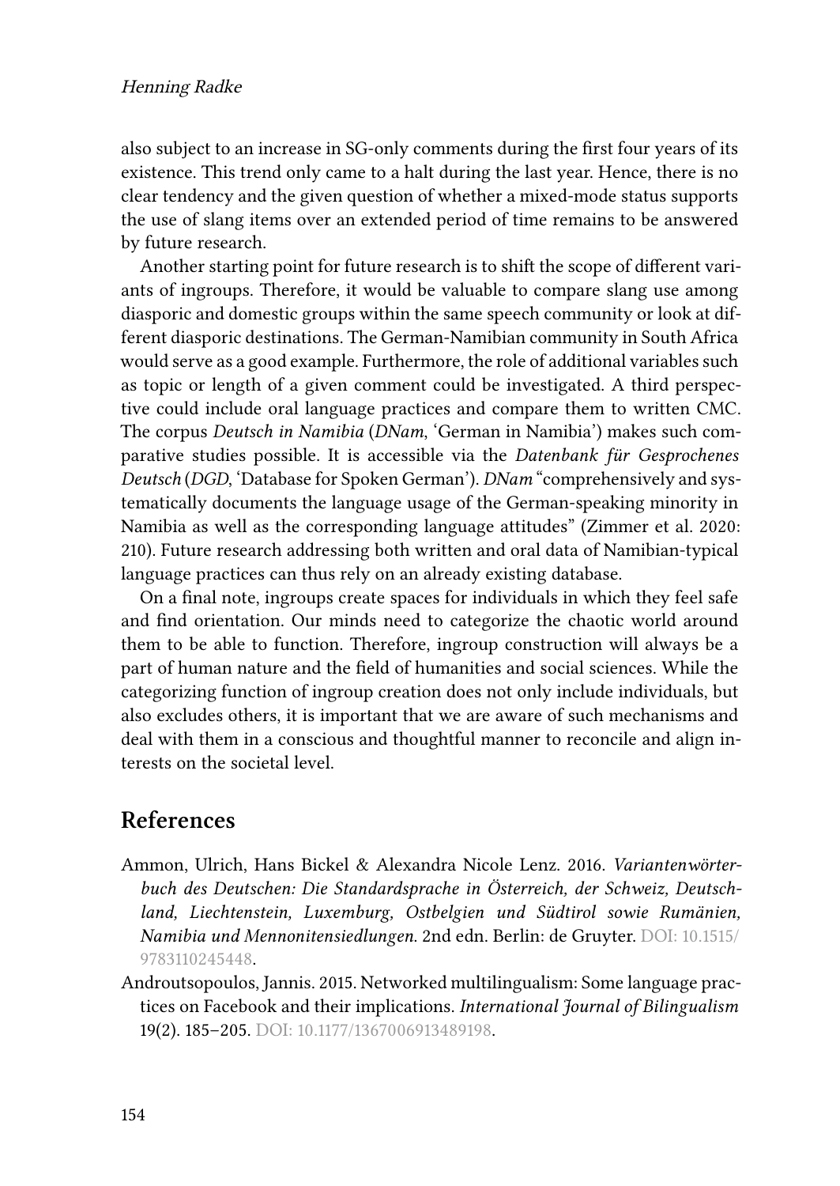also subject to an increase in SG-only comments during the first four years of its existence. This trend only came to a halt during the last year. Hence, there is no clear tendency and the given question of whether a mixed-mode status supports the use of slang items over an extended period of time remains to be answered by future research.

Another starting point for future research is to shift the scope of different variants of ingroups. Therefore, it would be valuable to compare slang use among diasporic and domestic groups within the same speech community or look at different diasporic destinations. The German-Namibian community in South Africa would serve as a good example. Furthermore, the role of additional variables such as topic or length of a given comment could be investigated. A third perspective could include oral language practices and compare them to written CMC. The corpus *Deutsch in Namibia* (*DNam*, 'German in Namibia') makes such comparative studies possible. It is accessible via the *Datenbank für Gesprochenes Deutsch* (*DGD*, 'Database for Spoken German'). *DNam* "comprehensively and systematically documents the language usage of the German-speaking minority in Namibia as well as the corresponding language attitudes" (Zimmer et al. 2020: 210). Future research addressing both written and oral data of Namibian-typical language practices can thus rely on an already existing database.

On a final note, ingroups create spaces for individuals in which they feel safe and find orientation. Our minds need to categorize the chaotic world around them to be able to function. Therefore, ingroup construction will always be a part of human nature and the field of humanities and social sciences. While the categorizing function of ingroup creation does not only include individuals, but also excludes others, it is important that we are aware of such mechanisms and deal with them in a conscious and thoughtful manner to reconcile and align interests on the societal level.

## References

Ammon, Ulrich, Hans Bickel & Alexandra Nicole Lenz. 2016. *Variantenwörterbuch des Deutschen: Die Standardsprache in Österreich, der Schweiz, Deutschland, Liechtenstein, Luxemburg, Ostbelgien und Südtirol sowie Rumänien, Namibia und Mennonitensiedlungen*. 2nd edn. Berlin: de Gruyter. DOI: 10.1515/9783110245448.

Androutsopoulos, Jannis. 2015. Networked multilingualism: Some language practices on Facebook and their implications. *International Journal of Bilingualism* 19(2). 185–205. DOI: 10.1177/1367006913489198.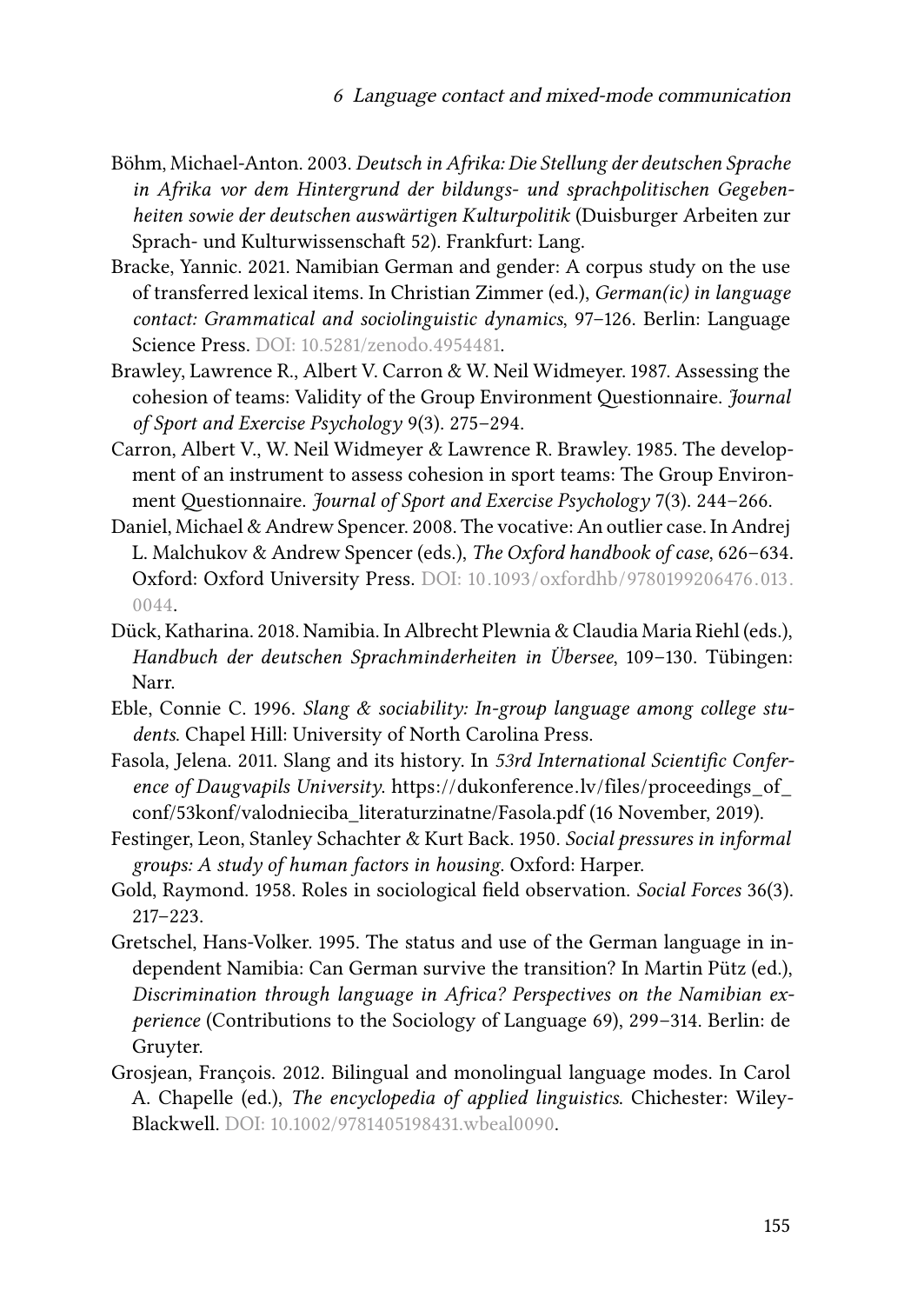Böhm, Michael-Anton. 2003. *Deutsch in Afrika: Die Stellung der deutschen Sprache in Afrika vor dem Hintergrund der bildungs- und sprachpolitischen Gegebenheiten sowie der deutschen auswärtigen Kulturpolitik* (Duisburger Arbeiten zur Sprach- und Kulturwissenschaft 52). Frankfurt: Lang.

Bracke, Yannic. 2021. Namibian German and gender: A corpus study on the use of transferred lexical items. In Christian Zimmer (ed.), *German(ic) in language contact: Grammatical and sociolinguistic dynamics*, 97–126. Berlin: Language Science Press. DOI: 10.5281/zenodo.4954481.

Brawley, Lawrence R., Albert V. Carron & W. Neil Widmeyer. 1987. Assessing the cohesion of teams: Validity of the Group Environment Questionnaire. *Journal of Sport and Exercise Psychology* 9(3). 275–294.

Carron, Albert V., W. Neil Widmeyer & Lawrence R. Brawley. 1985. The development of an instrument to assess cohesion in sport teams: The Group Environment Questionnaire. *Journal of Sport and Exercise Psychology* 7(3). 244–266.

Daniel, Michael & Andrew Spencer. 2008. The vocative: An outlier case. In Andrej L. Malchukov & Andrew Spencer (eds.), *The Oxford handbook of case*, 626–634. Oxford: Oxford University Press. DOI: 10.1093/oxfordhb/9780199206476.013.0044.

Dück, Katharina. 2018. Namibia. In Albrecht Plewnia & Claudia Maria Riehl (eds.), *Handbuch der deutschen Sprachminderheiten in Übersee*, 109–130. Tübingen: Narr.

Eble, Connie C. 1996. *Slang & sociability: In-group language among college students*. Chapel Hill: University of North Carolina Press.

Fasola, Jelena. 2011. Slang and its history. In *53rd International Scientific Conference of Daugvapils University*. https://dukonference.lv/files/proceedings_of_conf/53konf/valodnieciba_literaturzinatne/Fasola.pdf (16 November, 2019).

Festinger, Leon, Stanley Schachter & Kurt Back. 1950. *Social pressures in informal groups: A study of human factors in housing*. Oxford: Harper.

Gold, Raymond. 1958. Roles in sociological field observation. *Social Forces* 36(3). 217–223.

Gretschel, Hans-Volker. 1995. The status and use of the German language in independent Namibia: Can German survive the transition? In Martin Pütz (ed.), *Discrimination through language in Africa? Perspectives on the Namibian experience* (Contributions to the Sociology of Language 69), 299–314. Berlin: de Gruyter.

Grosjean, François. 2012. Bilingual and monolingual language modes. In Carol A. Chapelle (ed.), *The encyclopedia of applied linguistics*. Chichester: Wiley-Blackwell. DOI: 10.1002/9781405198431.wbeal0090.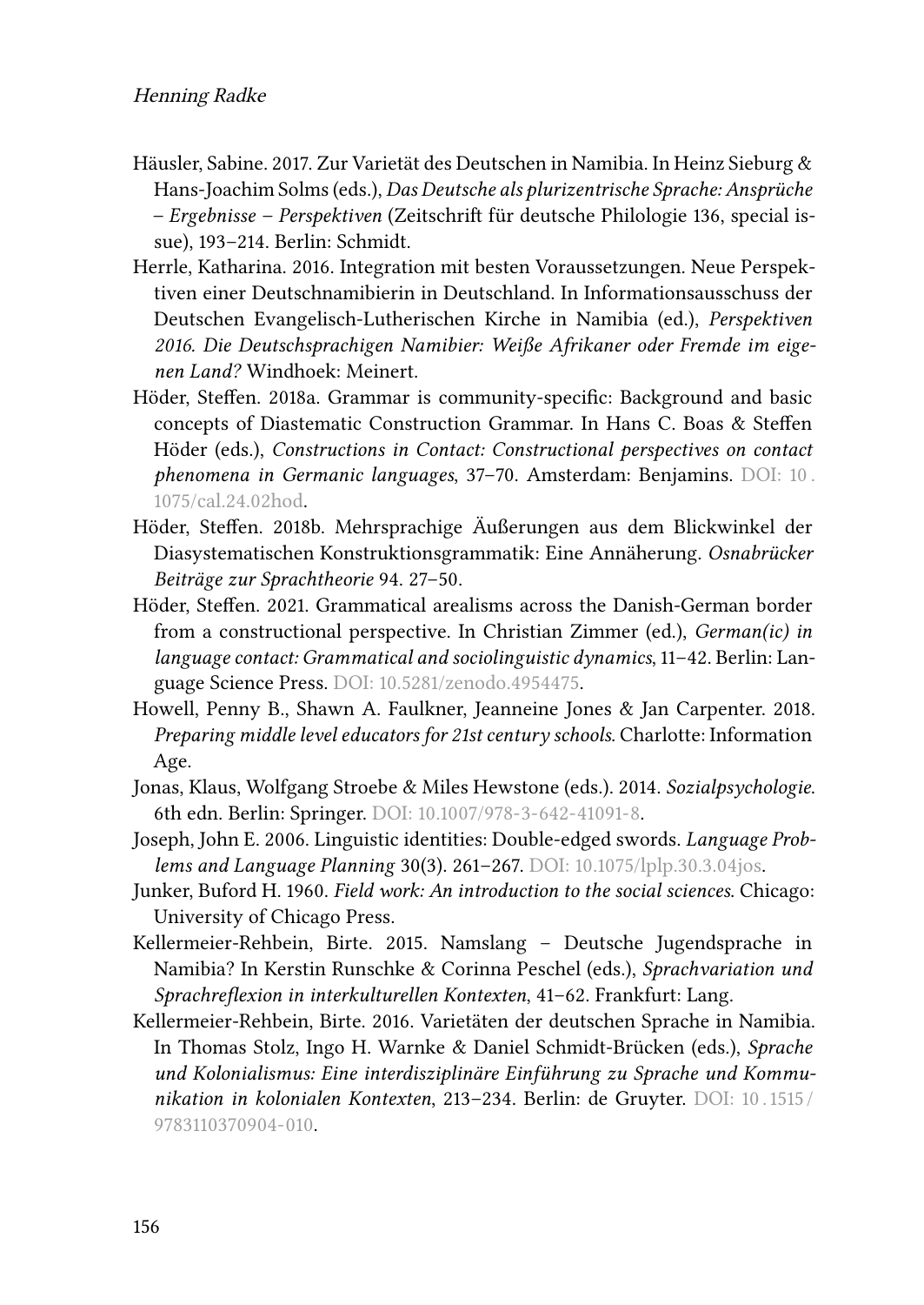Häusler, Sabine. 2017. Zur Varietät des Deutschen in Namibia. In Heinz Sieburg & Hans-Joachim Solms (eds.), *Das Deutsche als plurizentrische Sprache: Ansprüche – Ergebnisse – Perspektiven* (Zeitschrift für deutsche Philologie 136, special issue), 193–214. Berlin: Schmidt.

Herrle, Katharina. 2016. Integration mit besten Voraussetzungen. Neue Perspektiven einer Deutschnamibierin in Deutschland. In Informationsausschuss der Deutschen Evangelisch-Lutherischen Kirche in Namibia (ed.), *Perspektiven 2016. Die Deutschsprachigen Namibier: Weiße Afrikaner oder Fremde im eigenen Land?* Windhoek: Meinert.

Höder, Steffen. 2018a. Grammar is community-specific: Background and basic concepts of Diastematic Construction Grammar. In Hans C. Boas & Steffen Höder (eds.), *Constructions in Contact: Constructional perspectives on contact phenomena in Germanic languages*, 37–70. Amsterdam: Benjamins. DOI: 10.1075/cal.24.02hod.

Höder, Steffen. 2018b. Mehrsprachige Äußerungen aus dem Blickwinkel der Diasystematischen Konstruktionsgrammatik: Eine Annäherung. *Osnabrücker Beiträge zur Sprachtheorie* 94. 27–50.

Höder, Steffen. 2021. Grammatical arealisms across the Danish-German border from a constructional perspective. In Christian Zimmer (ed.), *German(ic) in language contact: Grammatical and sociolinguistic dynamics*, 11–42. Berlin: Language Science Press. DOI: 10.5281/zenodo.4954475.

Howell, Penny B., Shawn A. Faulkner, Jeanneine Jones & Jan Carpenter. 2018. *Preparing middle level educators for 21st century schools*. Charlotte: Information Age.

Jonas, Klaus, Wolfgang Stroebe & Miles Hewstone (eds.). 2014. *Sozialpsychologie*. 6th edn. Berlin: Springer. DOI: 10.1007/978-3-642-41091-8.

Joseph, John E. 2006. Linguistic identities: Double-edged swords. *Language Problems and Language Planning* 30(3). 261–267. DOI: 10.1075/lplp.30.3.04jos.

Junker, Buford H. 1960. *Field work: An introduction to the social sciences*. Chicago: University of Chicago Press.

Kellermeier-Rehbein, Birte. 2015. Namslang – Deutsche Jugendsprache in Namibia? In Kerstin Runschke & Corinna Peschel (eds.), *Sprachvariation und Sprachreflexion in interkulturellen Kontexten*, 41–62. Frankfurt: Lang.

Kellermeier-Rehbein, Birte. 2016. Varietäten der deutschen Sprache in Namibia. In Thomas Stolz, Ingo H. Warnke & Daniel Schmidt-Brücken (eds.), *Sprache und Kolonialismus: Eine interdisziplinäre Einführung zu Sprache und Kommunikation in kolonialen Kontexten*, 213–234. Berlin: de Gruyter. DOI: 10.1515/9783110370904-010.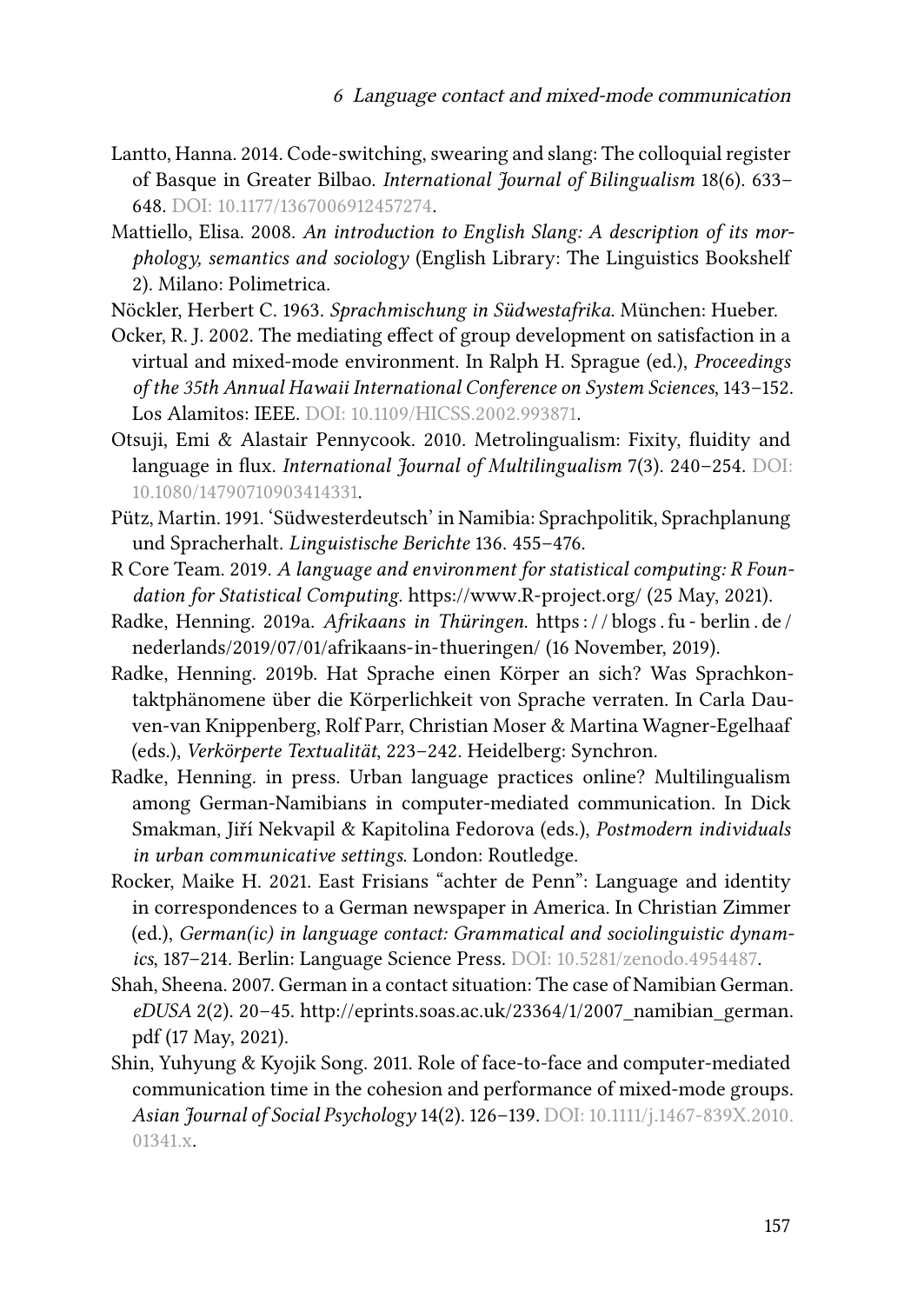Lantto, Hanna. 2014. Code-switching, swearing and slang: The colloquial register of Basque in Greater Bilbao. *International Journal of Bilingualism* 18(6). 633–648. DOI: 10.1177/1367006912457274.

Mattiello, Elisa. 2008. *An introduction to English Slang: A description of its morphology, semantics and sociology* (English Library: The Linguistics Bookshelf 2). Milano: Polimetrica.

Nöckler, Herbert C. 1963. *Sprachmischung in Südwestafrika*. München: Hueber.

Ocker, R. J. 2002. The mediating effect of group development on satisfaction in a virtual and mixed-mode environment. In Ralph H. Sprague (ed.), *Proceedings of the 35th Annual Hawaii International Conference on System Sciences*, 143–152. Los Alamitos: IEEE. DOI: 10.1109/HICSS.2002.993871.

Otsuji, Emi & Alastair Pennycook. 2010. Metrolingualism: Fixity, fluidity and language in flux. *International Journal of Multilingualism* 7(3). 240–254. DOI: 10.1080/14790710903414331.

Pütz, Martin. 1991. 'Südwesterdeutsch' in Namibia: Sprachpolitik, Sprachplanung und Spracherhalt. *Linguistische Berichte* 136. 455–476.

R Core Team. 2019. *A language and environment for statistical computing: R Foundation for Statistical Computing*. https://www.R-project.org/ (25 May, 2021).

Radke, Henning. 2019a. *Afrikaans in Thüringen*. https://blogs.fu-berlin.de/nederlands/2019/07/01/afrikaans-in-thueringen/ (16 November, 2019).

Radke, Henning. 2019b. Hat Sprache einen Körper an sich? Was Sprachkontaktphänomene über die Körperlichkeit von Sprache verraten. In Carla Dauven-van Knippenberg, Rolf Parr, Christian Moser & Martina Wagner-Egelhaaf (eds.), *Verkörperte Textualität*, 223–242. Heidelberg: Synchron.

Radke, Henning. in press. Urban language practices online? Multilingualism among German-Namibians in computer-mediated communication. In Dick Smakman, Jiří Nekvapil & Kapitolina Fedorova (eds.), *Postmodern individuals in urban communicative settings*. London: Routledge.

Rocker, Maike H. 2021. East Frisians "achter de Penn": Language and identity in correspondences to a German newspaper in America. In Christian Zimmer (ed.), *German(ic) in language contact: Grammatical and sociolinguistic dynamics*, 187–214. Berlin: Language Science Press. DOI: 10.5281/zenodo.4954487.

Shah, Sheena. 2007. German in a contact situation: The case of Namibian German. *eDUSA* 2(2). 20–45. http://eprints.soas.ac.uk/23364/1/2007_namibian_german.pdf (17 May, 2021).

Shin, Yuhyung & Kyojik Song. 2011. Role of face-to-face and computer-mediated communication time in the cohesion and performance of mixed-mode groups. *Asian Journal of Social Psychology* 14(2). 126–139. DOI: 10.1111/j.1467-839X.2010.01341.x.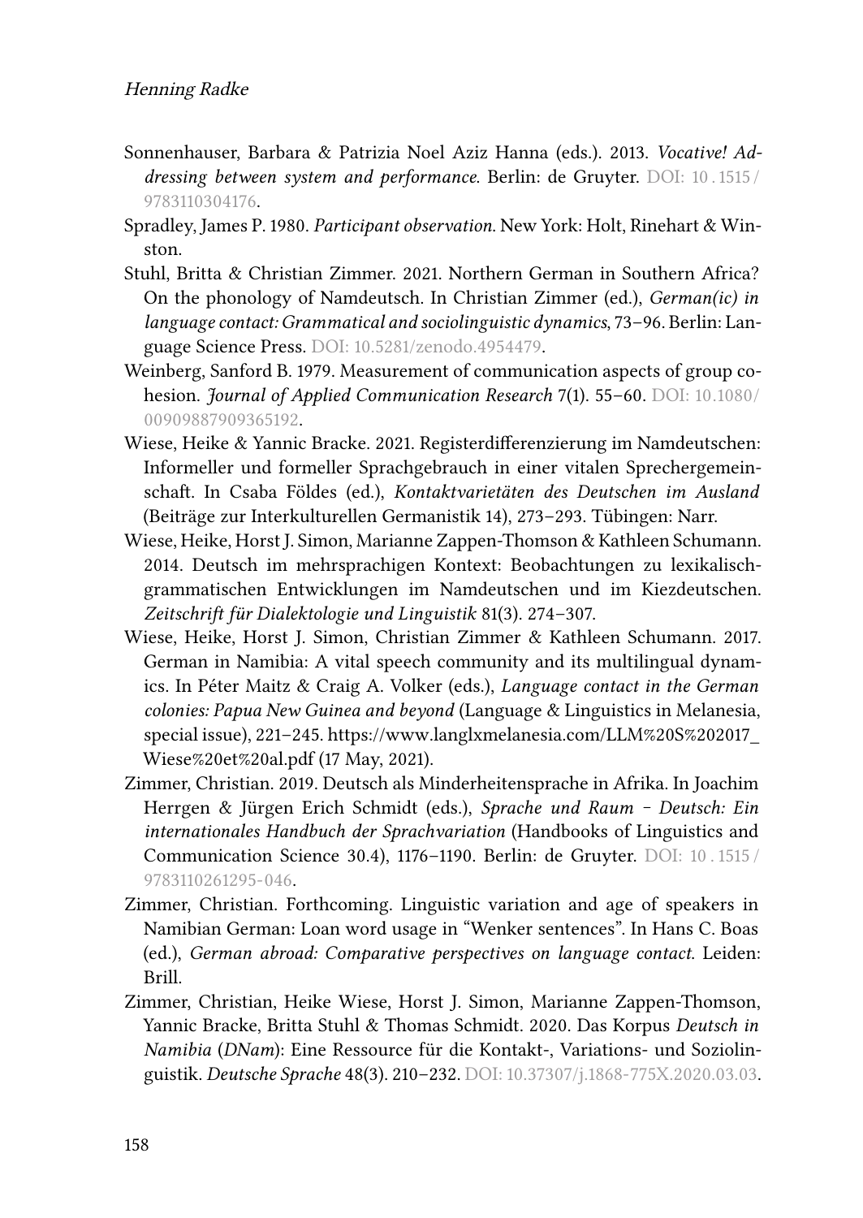Sonnenhauser, Barbara & Patrizia Noel Aziz Hanna (eds.). 2013. *Vocative! Addressing between system and performance*. Berlin: de Gruyter. DOI: 10.1515/9783110304176.

Spradley, James P. 1980. *Participant observation*. New York: Holt, Rinehart & Winston.

Stuhl, Britta & Christian Zimmer. 2021. Northern German in Southern Africa? On the phonology of Namdeutsch. In Christian Zimmer (ed.), *German(ic) in language contact: Grammatical and sociolinguistic dynamics*, 73–96. Berlin: Language Science Press. DOI: 10.5281/zenodo.4954479.

Weinberg, Sanford B. 1979. Measurement of communication aspects of group cohesion. *Journal of Applied Communication Research* 7(1). 55–60. DOI: 10.1080/00909887909365192.

Wiese, Heike & Yannic Bracke. 2021. Registerdifferenzierung im Namdeutschen: Informeller und formeller Sprachgebrauch in einer vitalen Sprechergemeinschaft. In Csaba Földes (ed.), *Kontaktvarietäten des Deutschen im Ausland* (Beiträge zur Interkulturellen Germanistik 14), 273–293. Tübingen: Narr.

Wiese, Heike, Horst J. Simon, Marianne Zappen-Thomson & Kathleen Schumann. 2014. Deutsch im mehrsprachigen Kontext: Beobachtungen zu lexikalisch-grammatischen Entwicklungen im Namdeutschen und im Kiezdeutschen. *Zeitschrift für Dialektologie und Linguistik* 81(3). 274–307.

Wiese, Heike, Horst J. Simon, Christian Zimmer & Kathleen Schumann. 2017. German in Namibia: A vital speech community and its multilingual dynamics. In Péter Maitz & Craig A. Volker (eds.), *Language contact in the German colonies: Papua New Guinea and beyond* (Language & Linguistics in Melanesia, special issue), 221–245. https://www.langlxmelanesia.com/LLM%20S%202017_Wiese%20et%20al.pdf (17 May, 2021).

Zimmer, Christian. 2019. Deutsch als Minderheitensprache in Afrika. In Joachim Herrgen & Jürgen Erich Schmidt (eds.), *Sprache und Raum – Deutsch: Ein internationales Handbuch der Sprachvariation* (Handbooks of Linguistics and Communication Science 30.4), 1176–1190. Berlin: de Gruyter. DOI: 10.1515/9783110261295-046.

Zimmer, Christian. Forthcoming. Linguistic variation and age of speakers in Namibian German: Loan word usage in "Wenker sentences". In Hans C. Boas (ed.), *German abroad: Comparative perspectives on language contact*. Leiden: Brill.

Zimmer, Christian, Heike Wiese, Horst J. Simon, Marianne Zappen-Thomson, Yannic Bracke, Britta Stuhl & Thomas Schmidt. 2020. Das Korpus *Deutsch in Namibia* (*DNam*): Eine Ressource für die Kontakt-, Variations- und Soziolinguistik. *Deutsche Sprache* 48(3). 210–232. DOI: 10.37307/j.1868-775X.2020.03.03.